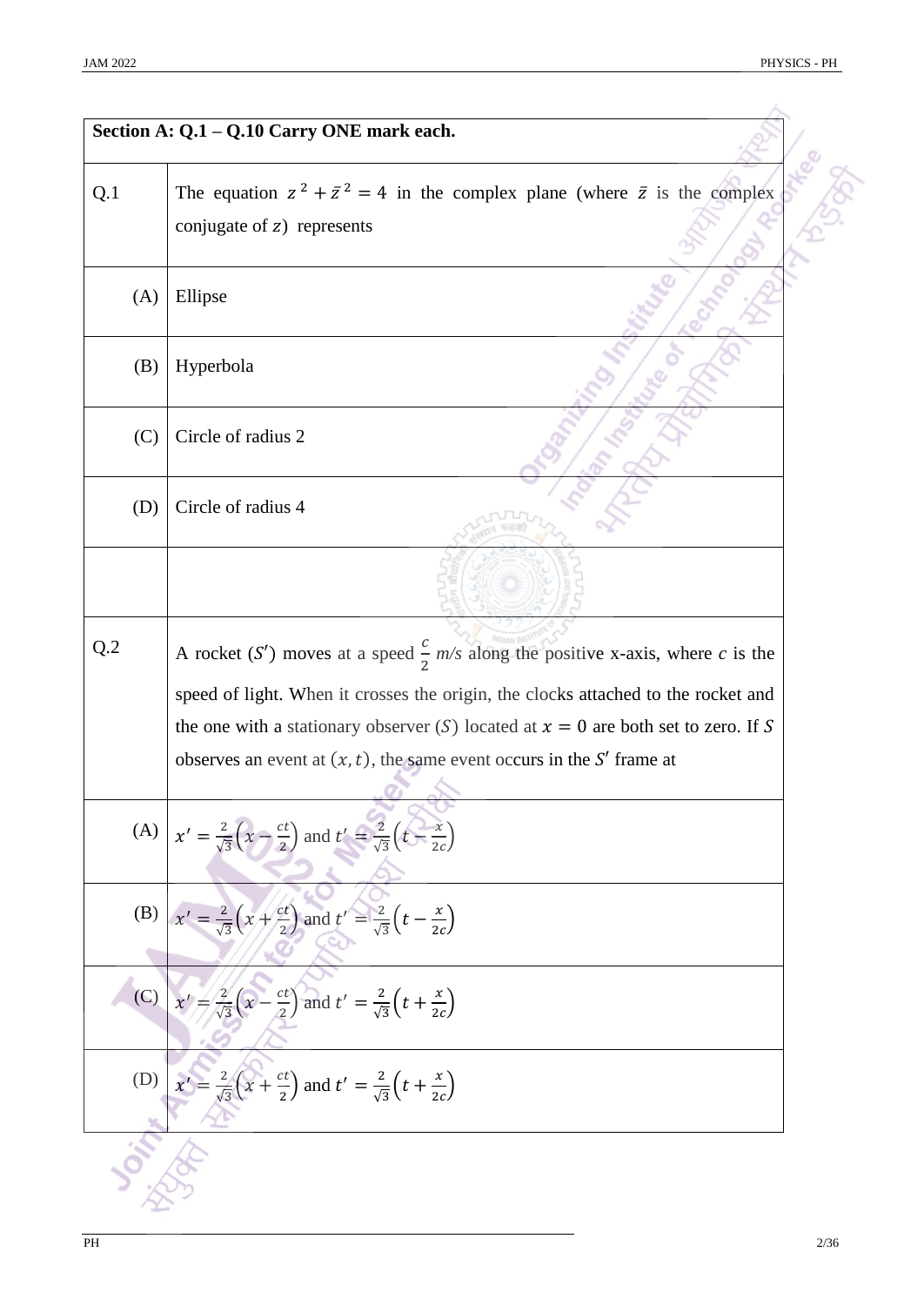**Section A: Q.1 – Q.10 Carry ONE mark each.**

**Q.1** The equation $z^2 + \bar{z}^2 = 4$ in the complex plane (where $\bar{z}$ is the complex conjugate of $z$) represents

(A) Ellipse

(B) Hyperbola

(C) Circle of radius 2

(D) Circle of radius 4

**Q.2** A rocket ($S'$) moves at a speed $\frac{c}{2}$ *m/s* along the positive x-axis, where *c* is the speed of light. When it crosses the origin, the clocks attached to the rocket and the one with a stationary observer ($S$) located at $x = 0$ are both set to zero. If $S$ observes an event at $(x, t)$, the same event occurs in the $S'$ frame at

(A) $x' = \frac{2}{\sqrt{3}}\left(x - \frac{ct}{2}\right)$ and $t' = \frac{2}{\sqrt{3}}\left(t - \frac{x}{2c}\right)$

(B) $x' = \frac{2}{\sqrt{3}}\left(x + \frac{ct}{2}\right)$ and $t' = \frac{2}{\sqrt{3}}\left(t - \frac{x}{2c}\right)$

(C) $x' = \frac{2}{\sqrt{3}}\left(x - \frac{ct}{2}\right)$ and $t' = \frac{2}{\sqrt{3}}\left(t + \frac{x}{2c}\right)$

(D) $x' = \frac{2}{\sqrt{3}}\left(x + \frac{ct}{2}\right)$ and $t' = \frac{2}{\sqrt{3}}\left(t + \frac{x}{2c}\right)$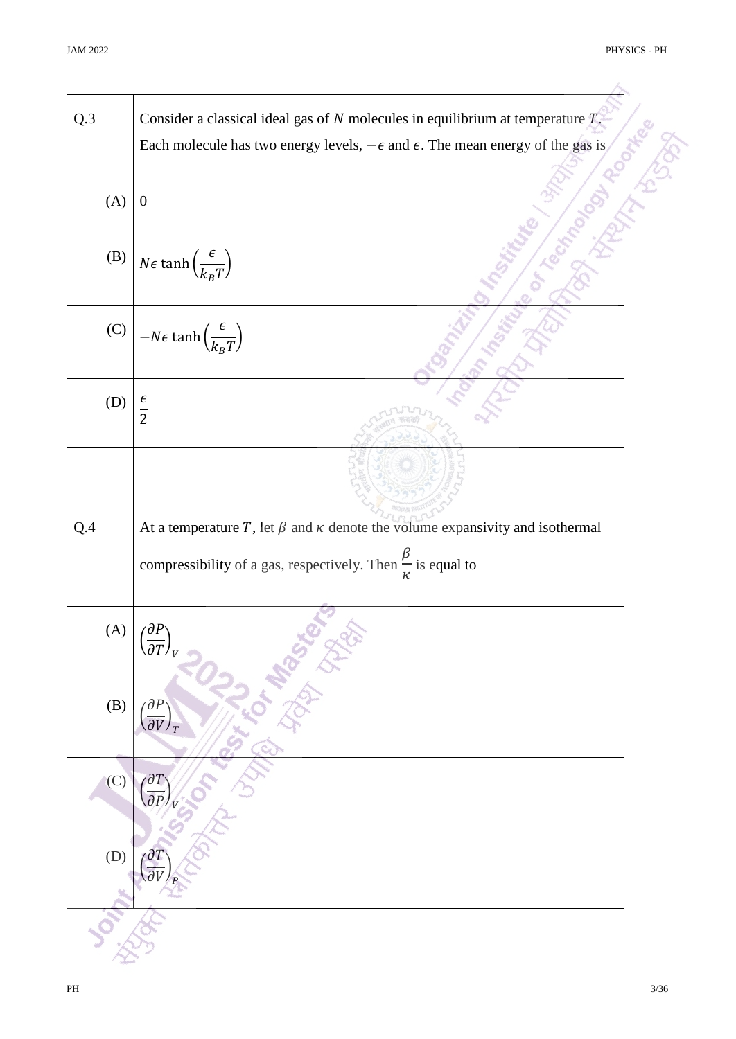| | |
|---|---|
| Q.3 | Consider a classical ideal gas of $N$ molecules in equilibrium at temperature $T$. Each molecule has two energy levels, $-\epsilon$ and $\epsilon$. The mean energy of the gas is |
| (A) | $0$ |
| (B) | $N\epsilon \tanh\left(\frac{\epsilon}{k_B T}\right)$ |
| (C) | $-N\epsilon \tanh\left(\frac{\epsilon}{k_B T}\right)$ |
| (D) | $\frac{\epsilon}{2}$ |
| | |
| Q.4 | At a temperature $T$, let $\beta$ and $\kappa$ denote the volume expansivity and isothermal compressibility of a gas, respectively. Then $\frac{\beta}{\kappa}$ is equal to |
| (A) | $\left(\frac{\partial P}{\partial T}\right)_V$ |
| (B) | $\left(\frac{\partial P}{\partial V}\right)_T$ |
| (C) | $\left(\frac{\partial T}{\partial P}\right)_V$ |
| (D) | $\left(\frac{\partial T}{\partial V}\right)_P$ |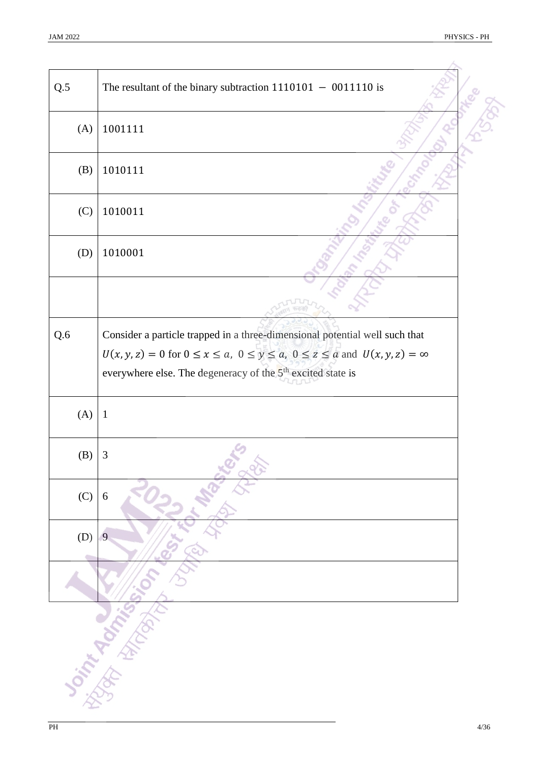| Q.5 | The resultant of the binary subtraction $1110101 - 0011110$ is |
|---|---|
| (A) | 1001111 |
| (B) | 1010111 |
| (C) | 1010011 |
| (D) | 1010001 |

| Q.6 | Consider a particle trapped in a three-dimensional potential well such that $U(x, y, z) = 0$ for $0 \leq x \leq a,\ 0 \leq y \leq a,\ 0 \leq z \leq a$ and $U(x, y, z) = \infty$ everywhere else. The degeneracy of the $5^{th}$ excited state is |
|---|---|
| (A) | 1 |
| (B) | 3 |
| (C) | 6 |
| (D) | 9 |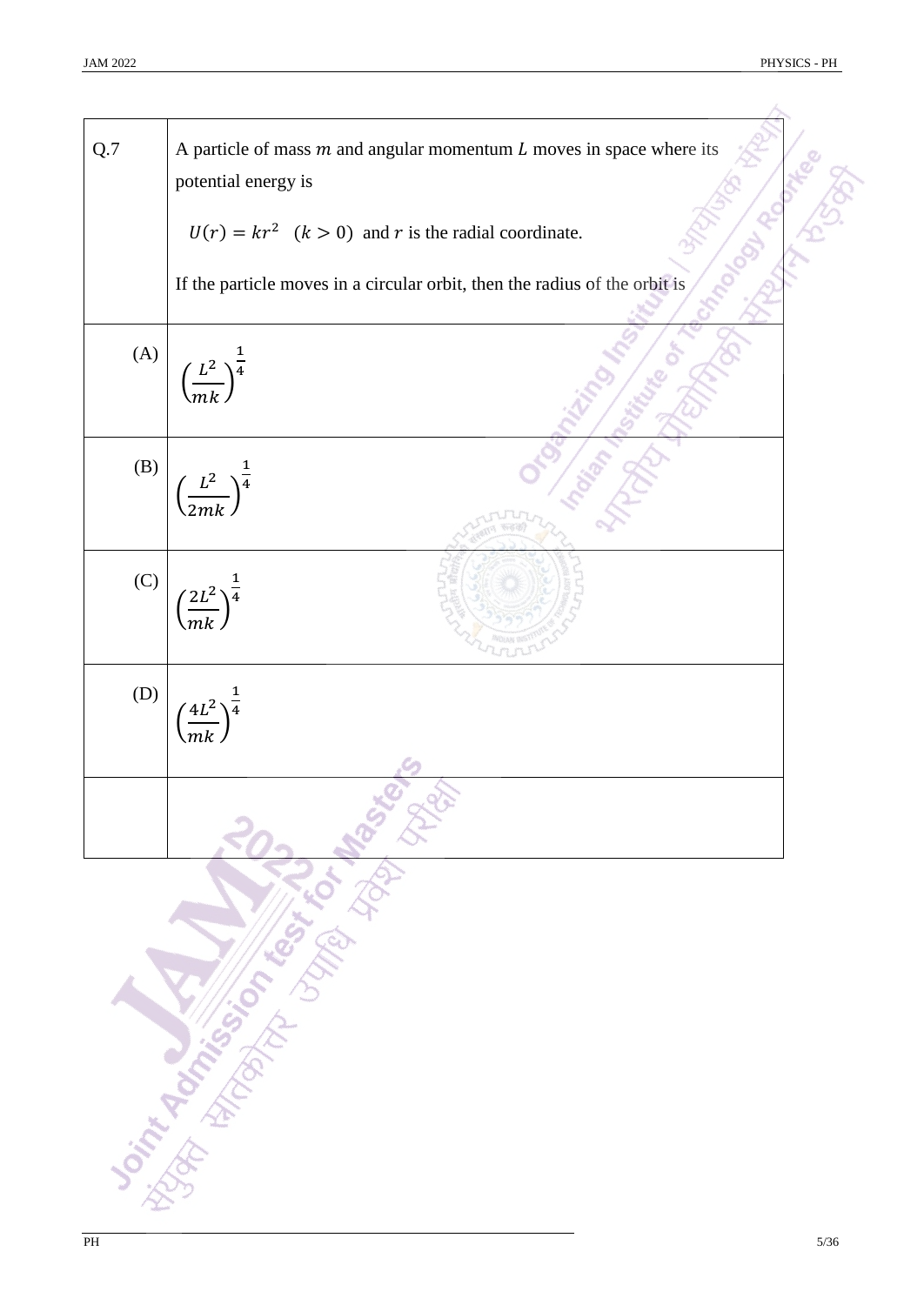| Q.7 | A particle of mass $m$ and angular momentum $L$ moves in space where its potential energy is<br><br>$U(r) = kr^2 \quad (k > 0)$ and $r$ is the radial coordinate.<br><br>If the particle moves in a circular orbit, then the radius of the orbit is |
| --- | --- |
| (A) | $\left(\frac{L^2}{mk}\right)^{\frac{1}{4}}$ |
| (B) | $\left(\frac{L^2}{2mk}\right)^{\frac{1}{4}}$ |
| (C) | $\left(\frac{2L^2}{mk}\right)^{\frac{1}{4}}$ |
| (D) | $\left(\frac{4L^2}{mk}\right)^{\frac{1}{4}}$ |
| | |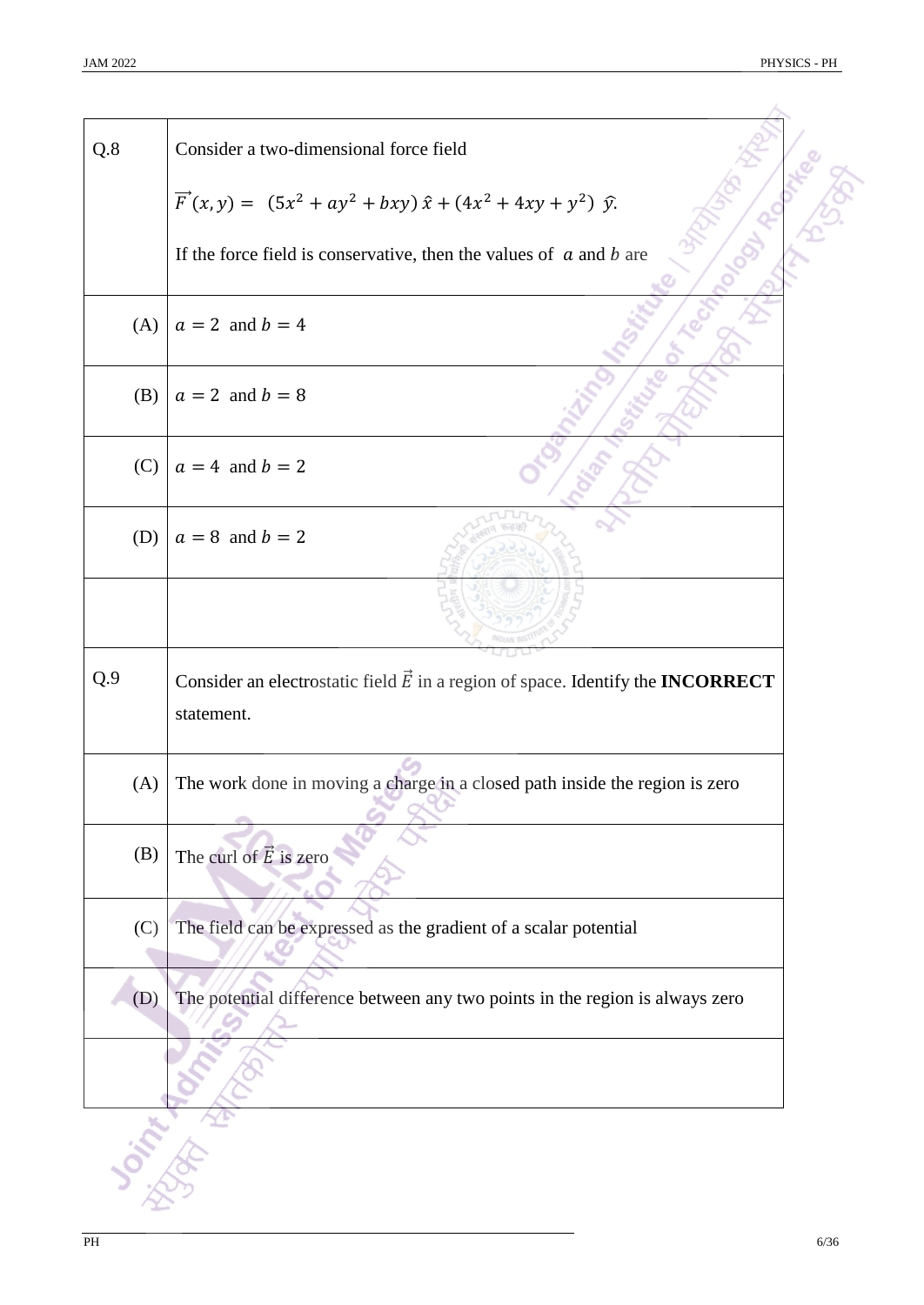| Q.8 | Consider a two-dimensional force field<br><br>$\overrightarrow{F}(x,y) = (5x^2 + ay^2 + bxy)\,\hat{x} + (4x^2 + 4xy + y^2)\,\hat{y}.$<br><br>If the force field is conservative, then the values of $a$ and $b$ are |
|---|---|
| (A) | $a = 2$ and $b = 4$ |
| (B) | $a = 2$ and $b = 8$ |
| (C) | $a = 4$ and $b = 2$ |
| (D) | $a = 8$ and $b = 2$ |
| | |

| Q.9 | Consider an electrostatic field $\vec{E}$ in a region of space. Identify the **INCORRECT** statement. |
|---|---|
| (A) | The work done in moving a charge in a closed path inside the region is zero |
| (B) | The curl of $\vec{E}$ is zero |
| (C) | The field can be expressed as the gradient of a scalar potential |
| (D) | The potential difference between any two points in the region is always zero |
| | |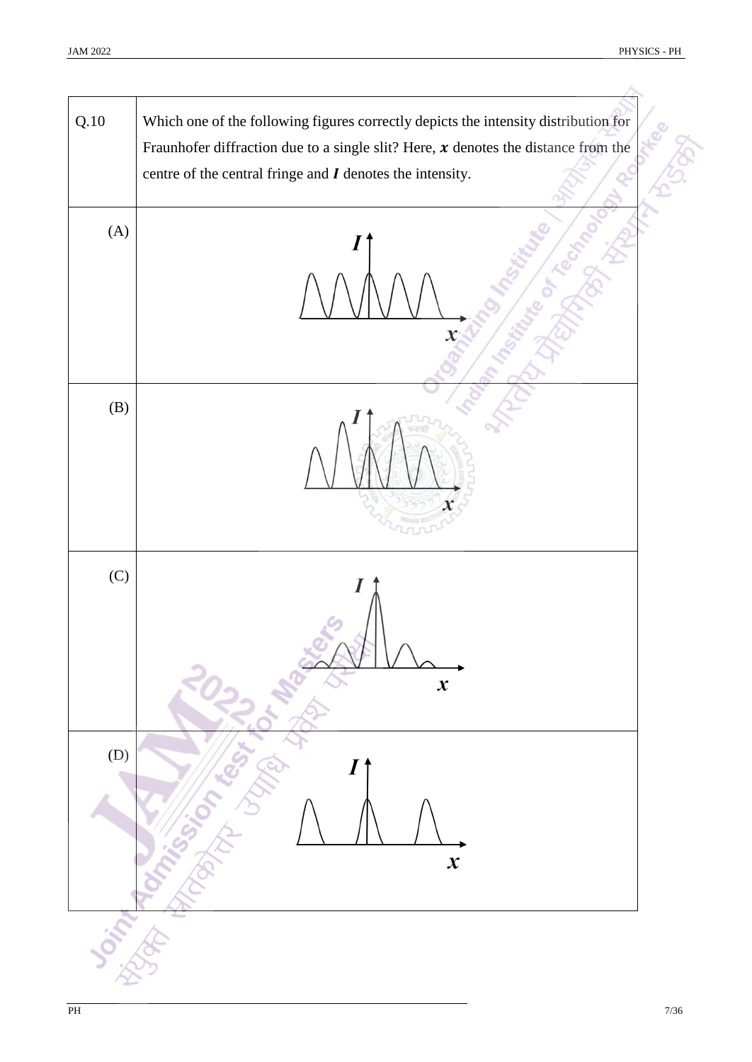| Q.10 | Which one of the following figures correctly depicts the intensity distribution for Fraunhofer diffraction due to a single slit? Here, $x$ denotes the distance from the centre of the central fringe and $I$ denotes the intensity. |
|---|---|
| (A) | |
| (B) | |
| (C) | |
| (D) | |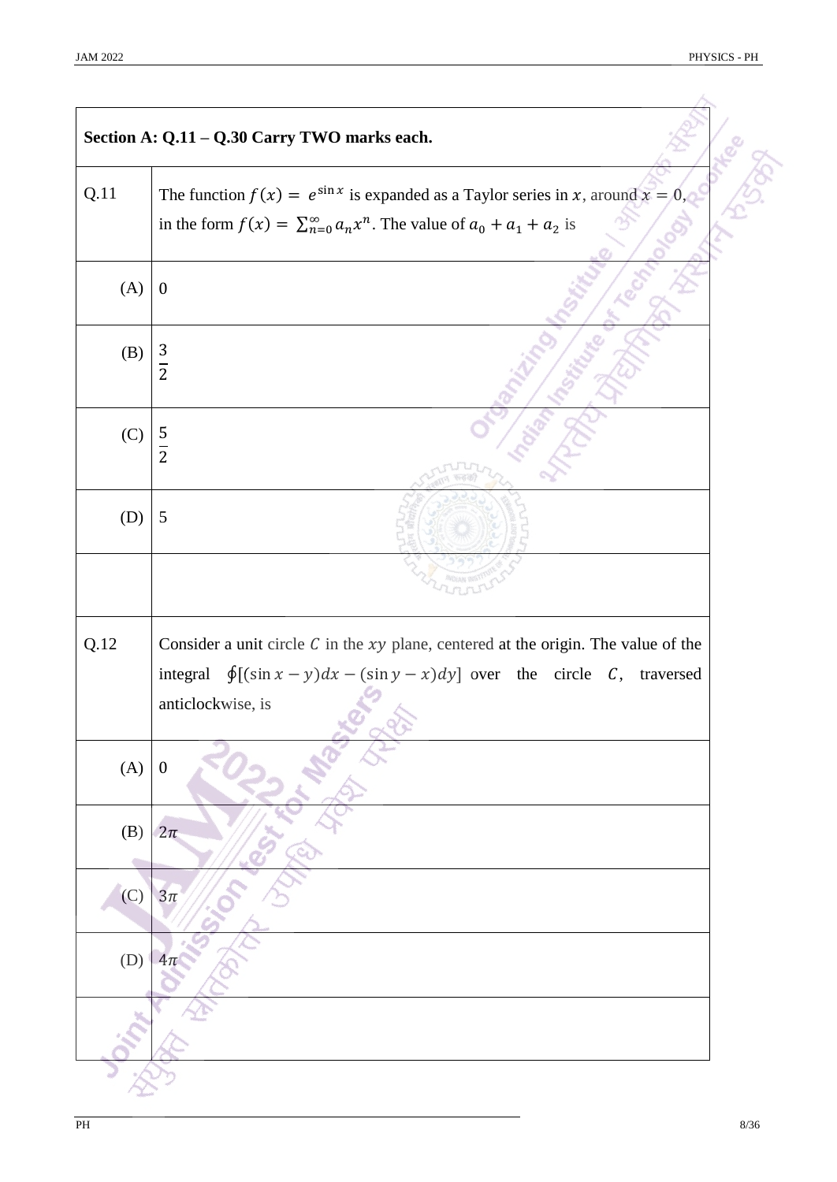**Section A: Q.11 – Q.30 Carry TWO marks each.**

| | |
|---|---|
| Q.11 | The function $f(x) = e^{\sin x}$ is expanded as a Taylor series in $x$, around $x = 0$, in the form $f(x) = \sum_{n=0}^{\infty} a_n x^n$. The value of $a_0 + a_1 + a_2$ is |
| (A) | $0$ |
| (B) | $\frac{3}{2}$ |
| (C) | $\frac{5}{2}$ |
| (D) | $5$ |

| | |
|---|---|
| Q.12 | Consider a unit circle $C$ in the $xy$ plane, centered at the origin. The value of the integral $\oint[(\sin x - y)dx - (\sin y - x)dy]$ over the circle $C$, traversed anticlockwise, is |
| (A) | $0$ |
| (B) | $2\pi$ |
| (C) | $3\pi$ |
| (D) | $4\pi$ |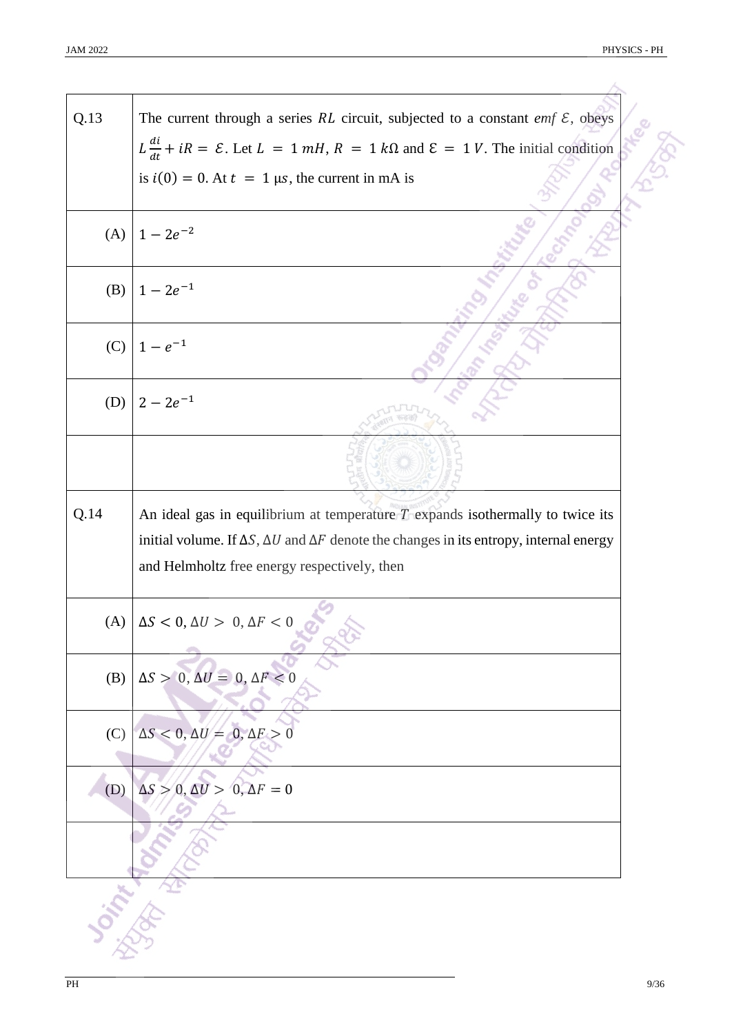**Q.13** The current through a series $RL$ circuit, subjected to a constant *emf* $\mathcal{E}$, obeys $L\frac{di}{dt} + iR = \mathcal{E}$. Let $L = 1\ mH$, $R = 1\ k\Omega$ and $\mathcal{E} = 1\ V$. The initial condition is $i(0) = 0$. At $t = 1\ \mu s$, the current in mA is

(A) $1 - 2e^{-2}$

(B) $1 - 2e^{-1}$

(C) $1 - e^{-1}$

(D) $2 - 2e^{-1}$

**Q.14** An ideal gas in equilibrium at temperature $T$ expands isothermally to twice its initial volume. If $\Delta S$, $\Delta U$ and $\Delta F$ denote the changes in its entropy, internal energy and Helmholtz free energy respectively, then

(A) $\Delta S < 0, \Delta U > 0, \Delta F < 0$

(B) $\Delta S > 0, \Delta U = 0, \Delta F < 0$

(C) $\Delta S < 0, \Delta U = 0, \Delta F > 0$

(D) $\Delta S > 0, \Delta U > 0, \Delta F = 0$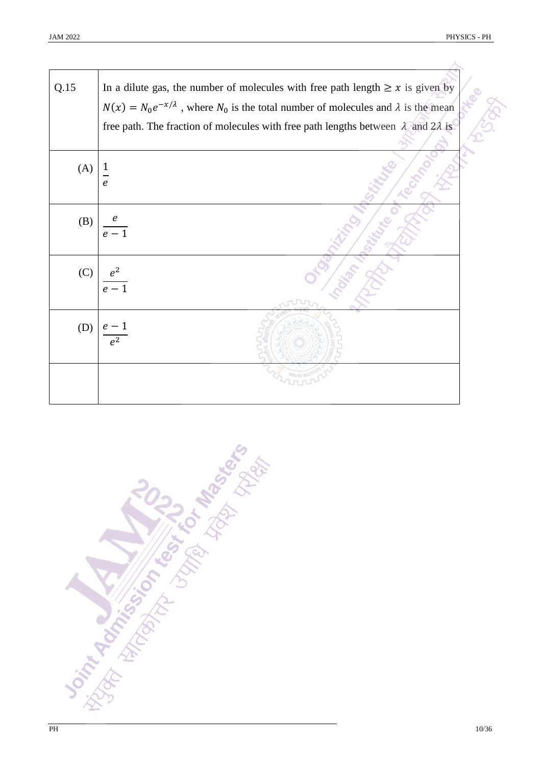| Q.15 | In a dilute gas, the number of molecules with free path length $\geq x$ is given by $N(x) = N_0 e^{-x/\lambda}$ , where $N_0$ is the total number of molecules and $\lambda$ is the mean free path. The fraction of molecules with free path lengths between $\lambda$ and $2\lambda$ is |
|---|---|
| (A) | $\frac{1}{e}$ |
| (B) | $\frac{e}{e-1}$ |
| (C) | $\frac{e^2}{e-1}$ |
| (D) | $\frac{e-1}{e^2}$ |
| | |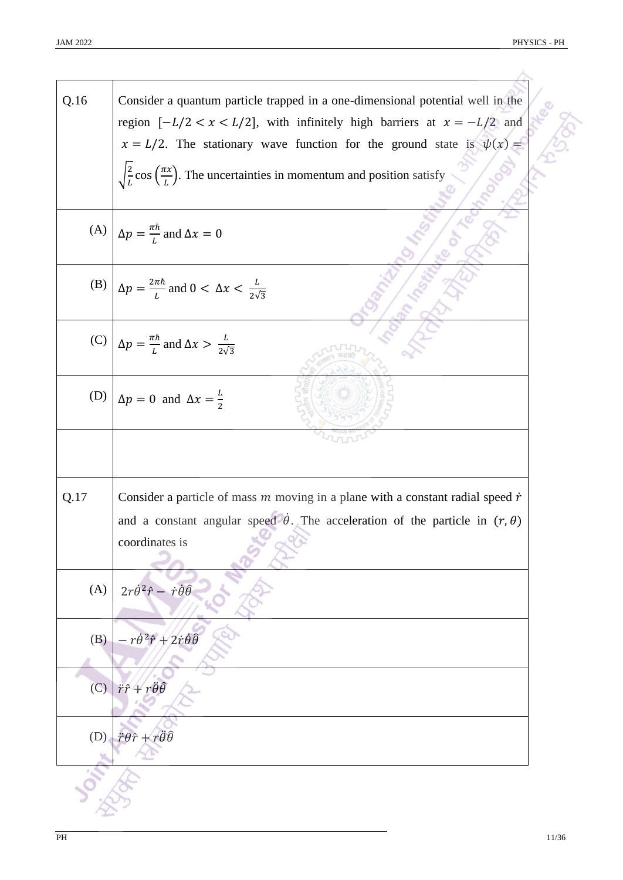**Q.16** Consider a quantum particle trapped in a one-dimensional potential well in the region $[-L/2 < x < L/2]$, with infinitely high barriers at $x = -L/2$ and $x = L/2$. The stationary wave function for the ground state is $\psi(x) = \sqrt{\frac{2}{L}}\cos\left(\frac{\pi x}{L}\right)$. The uncertainties in momentum and position satisfy

(A) $\Delta p = \frac{\pi\hbar}{L}$ and $\Delta x = 0$

(B) $\Delta p = \frac{2\pi\hbar}{L}$ and $0 < \Delta x < \frac{L}{2\sqrt{3}}$

(C) $\Delta p = \frac{\pi\hbar}{L}$ and $\Delta x > \frac{L}{2\sqrt{3}}$

(D) $\Delta p = 0$ and $\Delta x = \frac{L}{2}$

**Q.17** Consider a particle of mass $m$ moving in a plane with a constant radial speed $\dot{r}$ and a constant angular speed $\dot{\theta}$. The acceleration of the particle in $(r, \theta)$ coordinates is

(A) $2r\dot{\theta}^2\hat{r} - \dot{r}\dot{\theta}\hat{\theta}$

(B) $-r\dot{\theta}^2\hat{r} + 2\dot{r}\dot{\theta}\hat{\theta}$

(C) $\ddot{r}\hat{r} + r\ddot{\theta}\hat{\theta}$

(D) $\ddot{r}\theta\hat{r} + r\ddot{\theta}\hat{\theta}$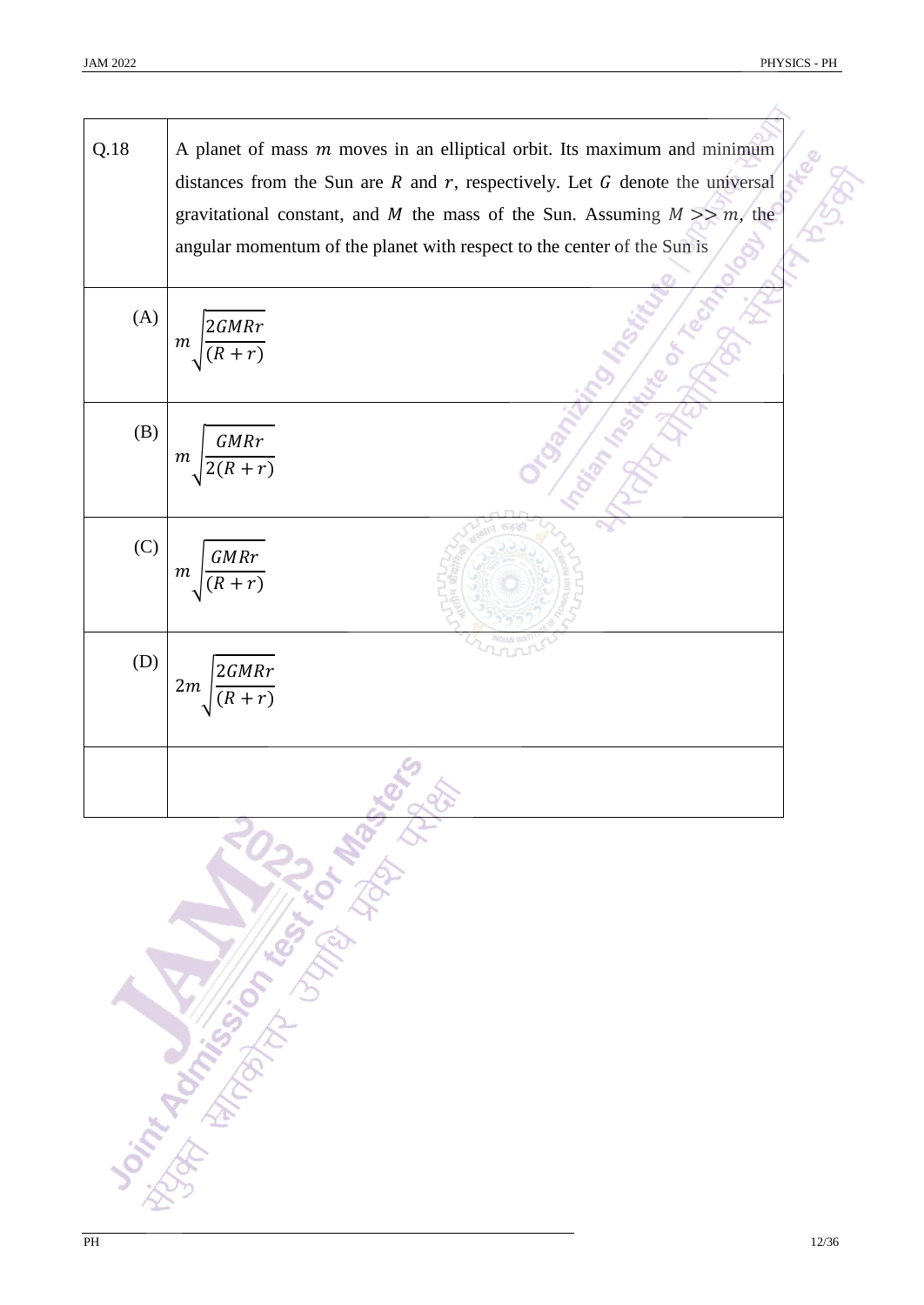| Q.18 | A planet of mass $m$ moves in an elliptical orbit. Its maximum and minimum distances from the Sun are $R$ and $r$, respectively. Let $G$ denote the universal gravitational constant, and $M$ the mass of the Sun. Assuming $M >> m$, the angular momentum of the planet with respect to the center of the Sun is |
|---|---|
| (A) | $m\sqrt{\frac{2GMRr}{(R+r)}}$ |
| (B) | $m\sqrt{\frac{GMRr}{2(R+r)}}$ |
| (C) | $m\sqrt{\frac{GMRr}{(R+r)}}$ |
| (D) | $2m\sqrt{\frac{2GMRr}{(R+r)}}$ |
| | |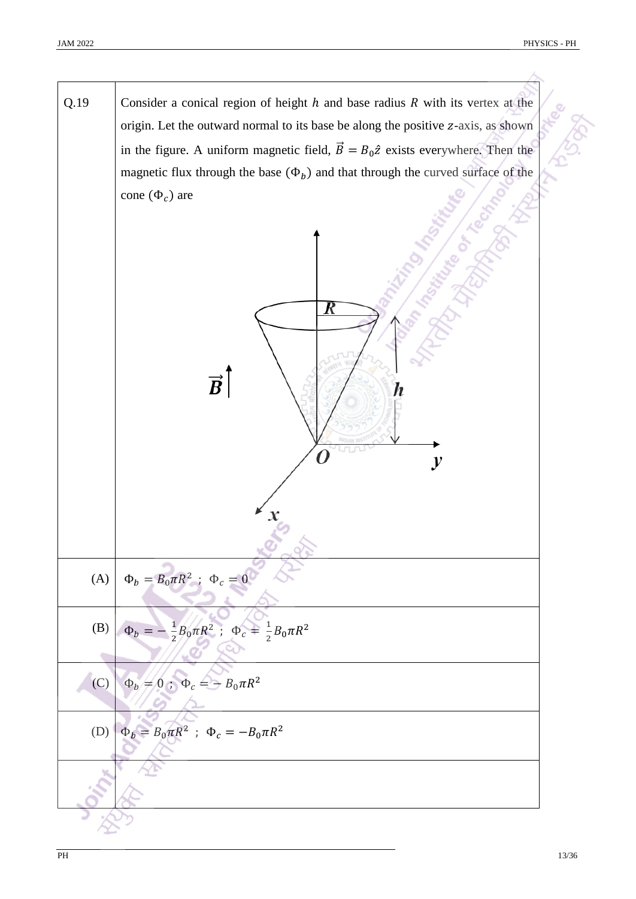Q.19 Consider a conical region of height $h$ and base radius $R$ with its vertex at the origin. Let the outward normal to its base be along the positive $z$-axis, as shown in the figure. A uniform magnetic field, $\vec{B} = B_0\hat{z}$ exists everywhere. Then the magnetic flux through the base ($\Phi_b$) and that through the curved surface of the cone ($\Phi_c$) are

(A) $\Phi_b = B_0\pi R^2$ ; $\Phi_c = 0$

(B) $\Phi_b = -\frac{1}{2}B_0\pi R^2$ ; $\Phi_c = \frac{1}{2}B_0\pi R^2$

(C) $\Phi_b = 0$ ; $\Phi_c = -B_0\pi R^2$

(D) $\Phi_b = B_0\pi R^2$ ; $\Phi_c = -B_0\pi R^2$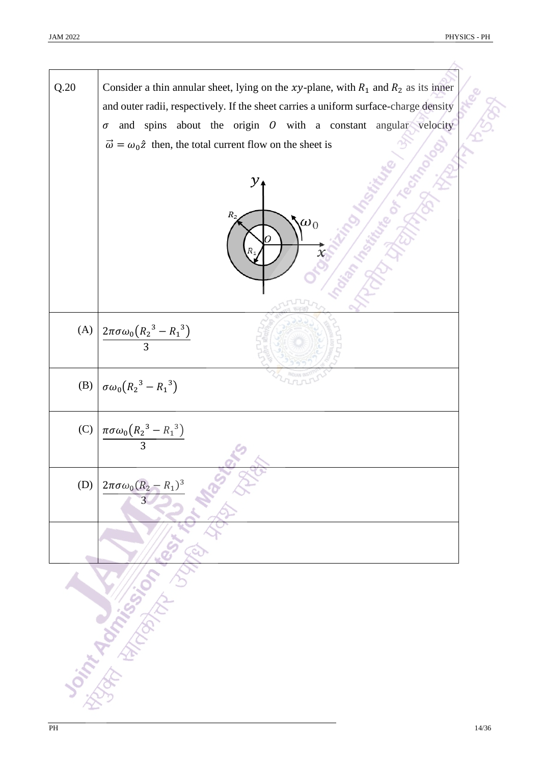| Q.20 | Consider a thin annular sheet, lying on the $xy$-plane, with $R_1$ and $R_2$ as its inner and outer radii, respectively. If the sheet carries a uniform surface-charge density $\sigma$ and spins about the origin $O$ with a constant angular velocity $\vec{\omega} = \omega_0 \hat{z}$ then, the total current flow on the sheet is |
|---|---|
| (A) | $\dfrac{2\pi\sigma\omega_0\left({R_2}^3 - {R_1}^3\right)}{3}$ |
| (B) | $\sigma\omega_0\left({R_2}^3 - {R_1}^3\right)$ |
| (C) | $\dfrac{\pi\sigma\omega_0\left({R_2}^3 - {R_1}^3\right)}{3}$ |
| (D) | $\dfrac{2\pi\sigma\omega_0(R_2 - R_1)^3}{3}$ |
| | |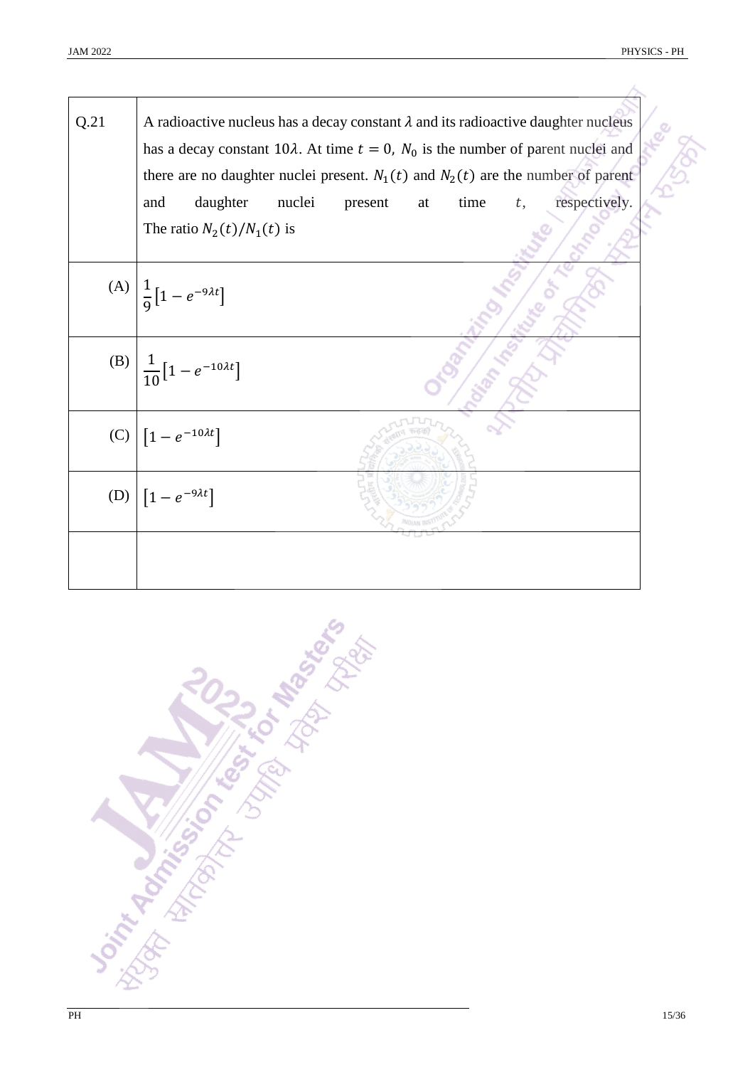| Q.21 | A radioactive nucleus has a decay constant $\lambda$ and its radioactive daughter nucleus has a decay constant $10\lambda$. At time $t = 0$, $N_0$ is the number of parent nuclei and there are no daughter nuclei present. $N_1(t)$ and $N_2(t)$ are the number of parent and daughter nuclei present at time $t$, respectively. The ratio $N_2(t)/N_1(t)$ is |
|---|---|
| (A) | $\frac{1}{9}\left[1 - e^{-9\lambda t}\right]$ |
| (B) | $\frac{1}{10}\left[1 - e^{-10\lambda t}\right]$ |
| (C) | $\left[1 - e^{-10\lambda t}\right]$ |
| (D) | $\left[1 - e^{-9\lambda t}\right]$ |
| | |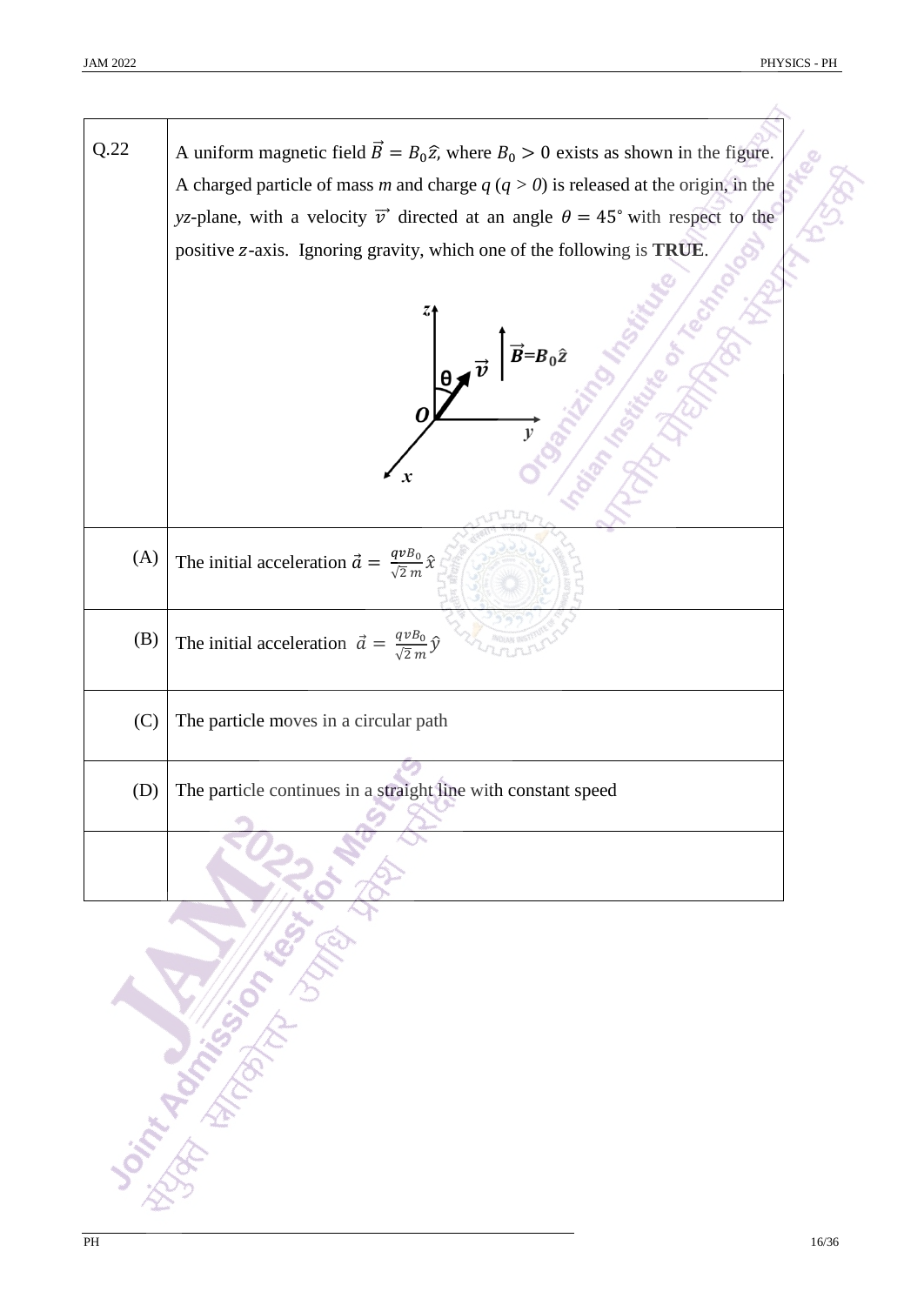**Q.22** A uniform magnetic field $\vec{B} = B_0\hat{z}$, where $B_0 > 0$ exists as shown in the figure. A charged particle of mass *m* and charge *q* (*q* > *0*) is released at the origin, in the *yz*-plane, with a velocity $\vec{v}$ directed at an angle $\theta = 45°$ with respect to the positive *z*-axis. Ignoring gravity, which one of the following is **TRUE**.

| | |
|---|---|
| (A) | The initial acceleration $\vec{a} = \frac{qvB_0}{\sqrt{2}\,m}\hat{x}$ |
| (B) | The initial acceleration $\vec{a} = \frac{qvB_0}{\sqrt{2}\,m}\hat{y}$ |
| (C) | The particle moves in a circular path |
| (D) | The particle continues in a straight line with constant speed |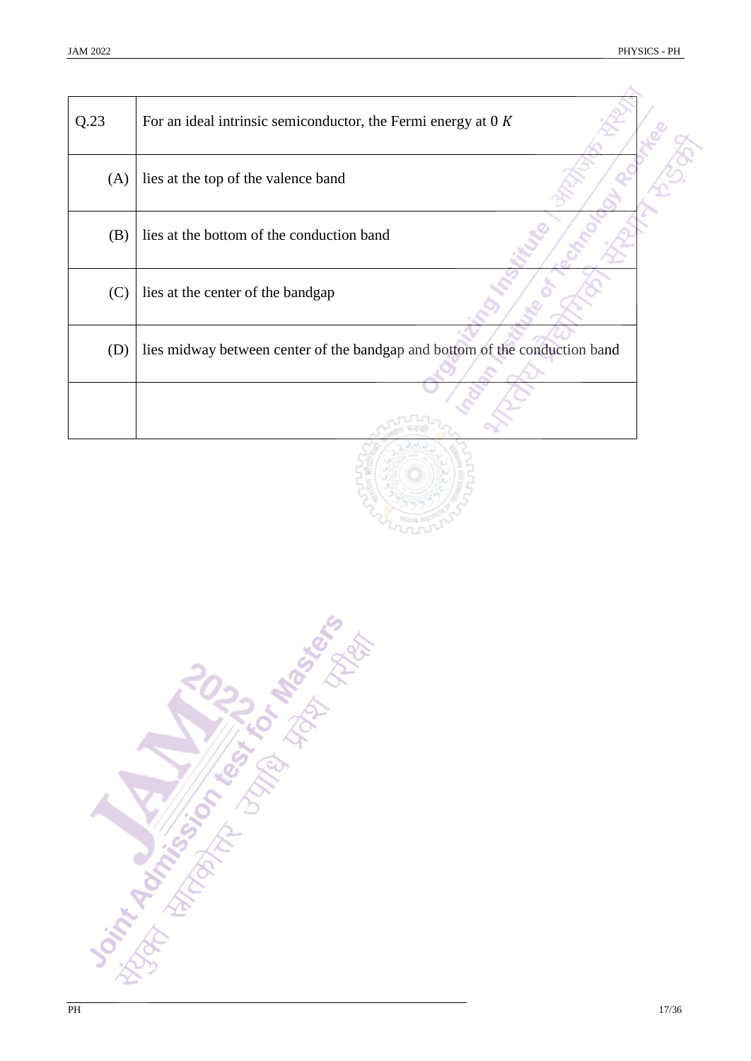| Q.23 | For an ideal intrinsic semiconductor, the Fermi energy at 0 $K$ |
|---|---|
| (A) | lies at the top of the valence band |
| (B) | lies at the bottom of the conduction band |
| (C) | lies at the center of the bandgap |
| (D) | lies midway between center of the bandgap and bottom of the conduction band |
| | |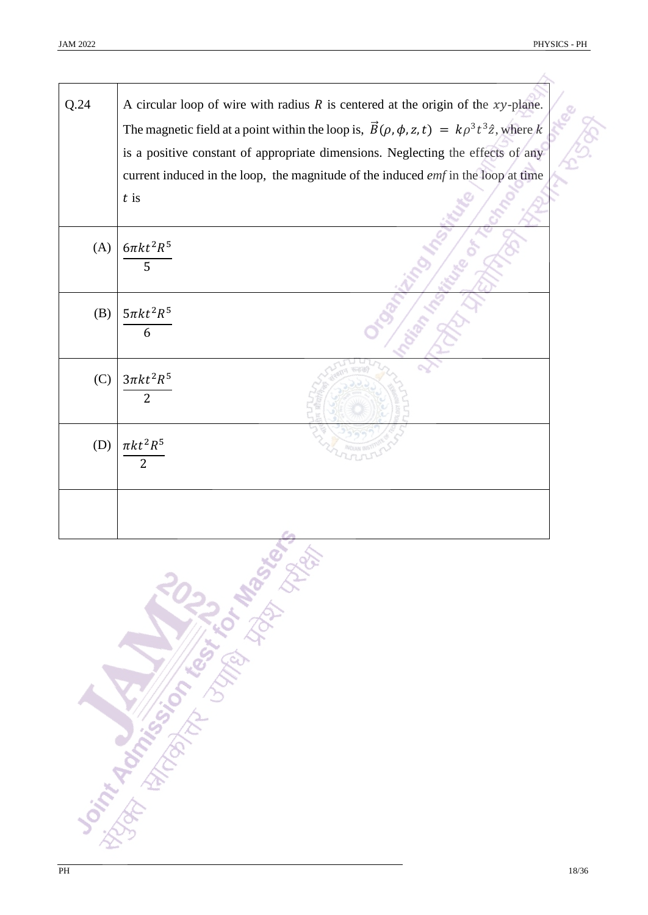| Q.24 | A circular loop of wire with radius $R$ is centered at the origin of the $xy$-plane. The magnetic field at a point within the loop is, $\vec{B}(\rho, \phi, z, t) = k\rho^3 t^3 \hat{z}$, where $k$ is a positive constant of appropriate dimensions. Neglecting the effects of any current induced in the loop, the magnitude of the induced *emf* in the loop at time $t$ is |
|---|---|
| (A) | $\dfrac{6\pi k t^2 R^5}{5}$ |
| (B) | $\dfrac{5\pi k t^2 R^5}{6}$ |
| (C) | $\dfrac{3\pi k t^2 R^5}{2}$ |
| (D) | $\dfrac{\pi k t^2 R^5}{2}$ |
| | |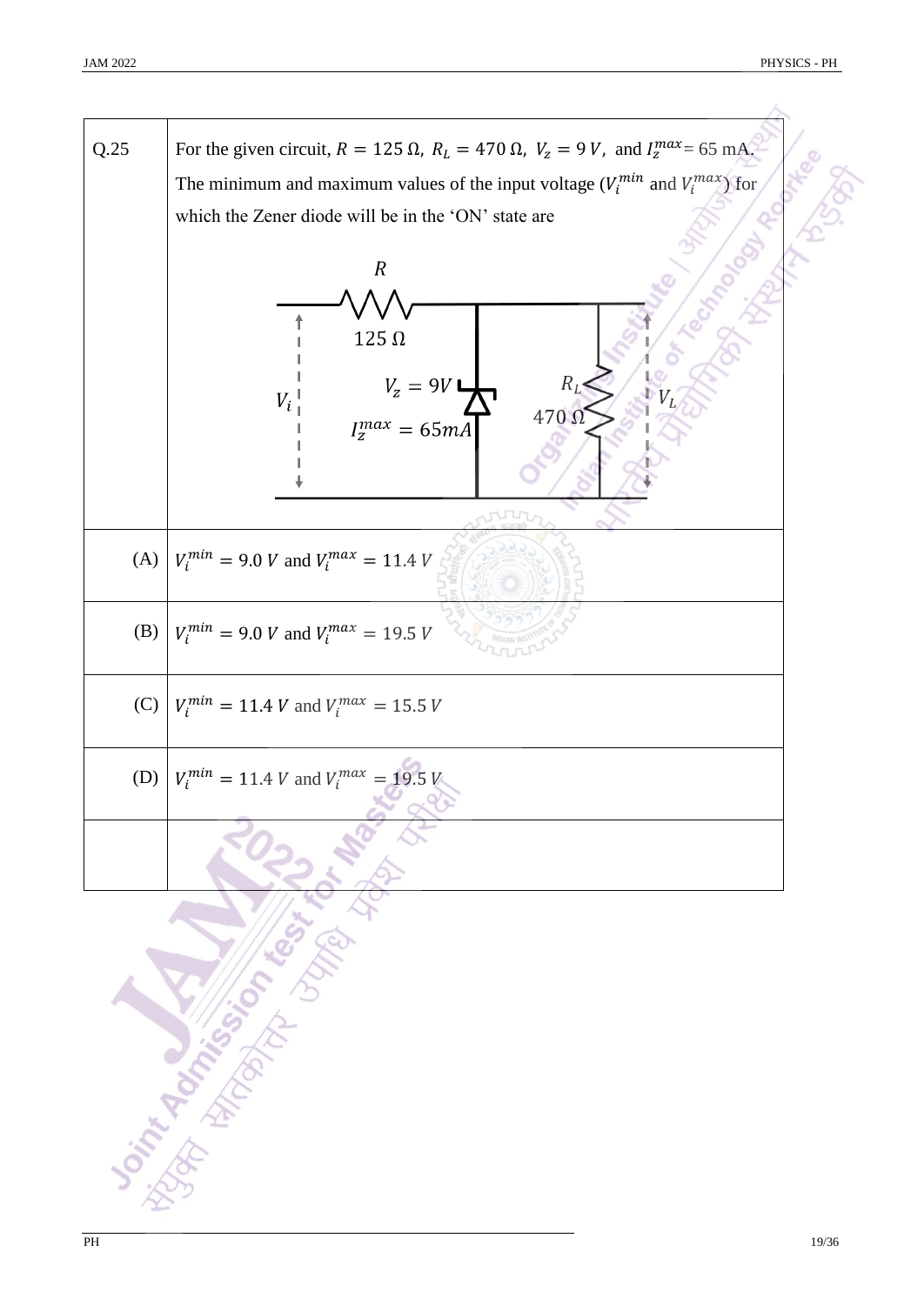Q.25 For the given circuit, $R = 125\ \Omega$, $R_L = 470\ \Omega$, $V_z = 9\ V$, and $I_z^{max} = 65$ mA. The minimum and maximum values of the input voltage ($V_i^{min}$ and $V_i^{max}$) for which the Zener diode will be in the 'ON' state are

$R$

$125\ \Omega$

$V_z = 9V$

$I_z^{max} = 65mA$

$V_i$

$R_L$

$470\ \Omega$

$V_L$

(A) $V_i^{min} = 9.0\ V$ and $V_i^{max} = 11.4\ V$

(B) $V_i^{min} = 9.0\ V$ and $V_i^{max} = 19.5\ V$

(C) $V_i^{min} = 11.4\ V$ and $V_i^{max} = 15.5\ V$

(D) $V_i^{min} = 11.4\ V$ and $V_i^{max} = 19.5\ V$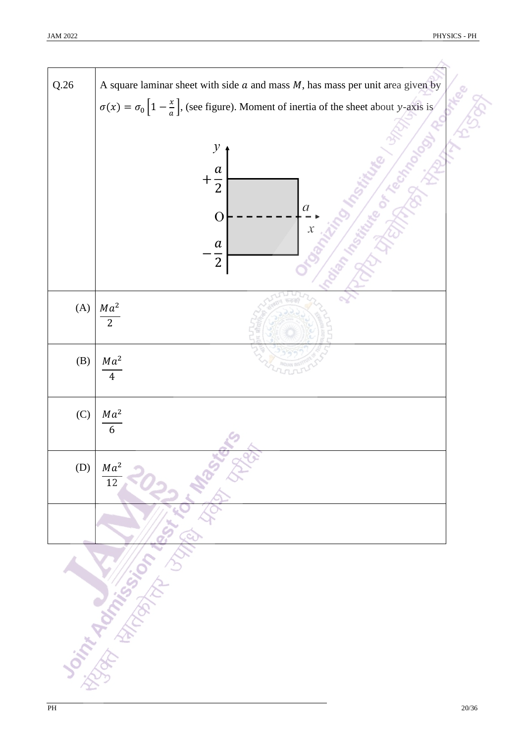| Q.26 | A square laminar sheet with side $a$ and mass $M$, has mass per unit area given by $\sigma(x) = \sigma_0 \left[1 - \frac{x}{a}\right]$, (see figure). Moment of inertia of the sheet about $y$-axis is |
|---|---|
| (A) | $\frac{Ma^2}{2}$ |
| (B) | $\frac{Ma^2}{4}$ |
| (C) | $\frac{Ma^2}{6}$ |
| (D) | $\frac{Ma^2}{12}$ |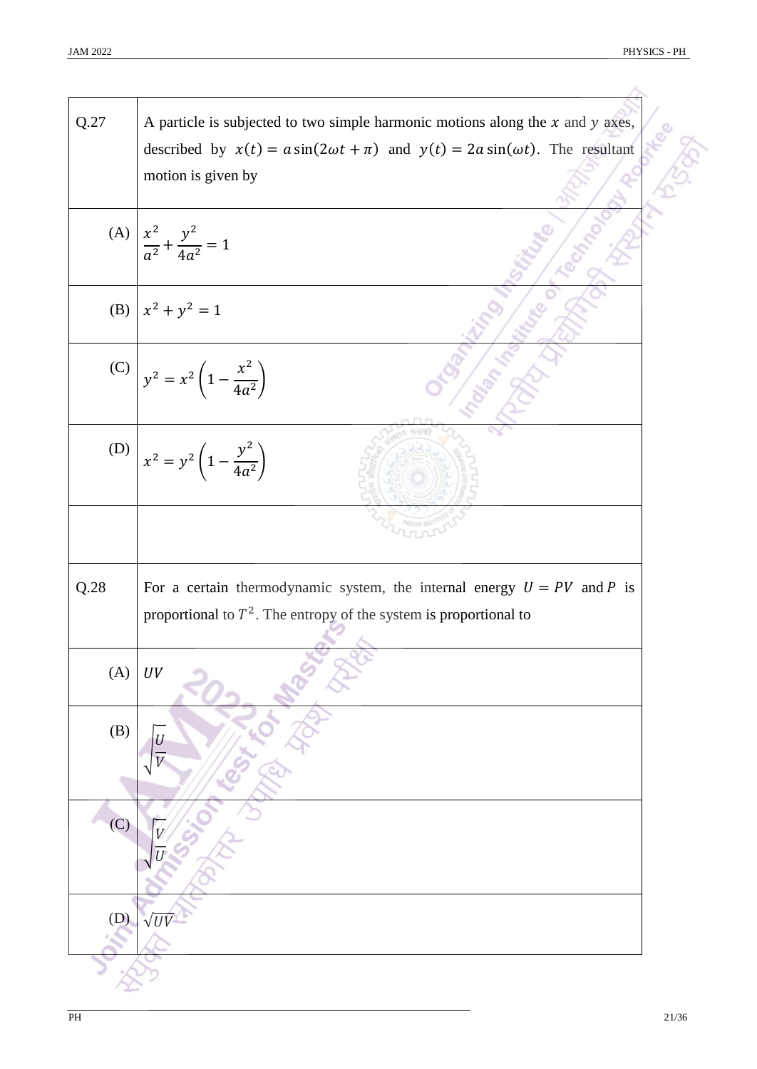| Q.27 | A particle is subjected to two simple harmonic motions along the $x$ and $y$ axes, described by $x(t) = a\sin(2\omega t + \pi)$ and $y(t) = 2a\sin(\omega t)$. The resultant motion is given by |
|---|---|
| (A) | $\frac{x^2}{a^2} + \frac{y^2}{4a^2} = 1$ |
| (B) | $x^2 + y^2 = 1$ |
| (C) | $y^2 = x^2\left(1 - \frac{x^2}{4a^2}\right)$ |
| (D) | $x^2 = y^2\left(1 - \frac{y^2}{4a^2}\right)$ |

| Q.28 | For a certain thermodynamic system, the internal energy $U = PV$ and $P$ is proportional to $T^2$. The entropy of the system is proportional to |
|---|---|
| (A) | $UV$ |
| (B) | $\sqrt{\frac{U}{V}}$ |
| (C) | $\sqrt{\frac{V}{U}}$ |
| (D) | $\sqrt{UV}$ |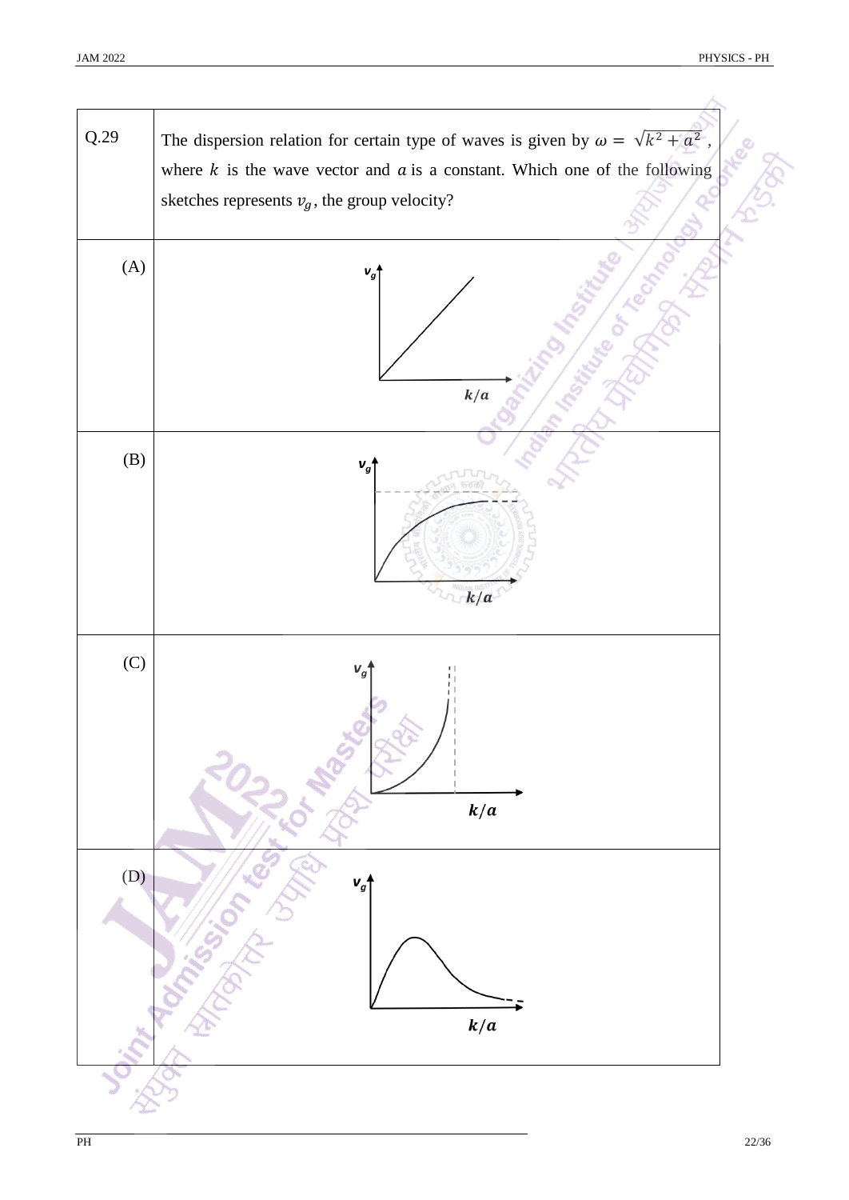**Q.29** The dispersion relation for certain type of waves is given by $\omega = \sqrt{k^2 + a^2}$, where $k$ is the wave vector and $a$ is a constant. Which one of the following sketches represents $v_g$, the group velocity?

(A)

$v_g$

$k/a$

(B)

$v_g$

$k/a$

(C)

$v_g$

$k/a$

(D)

$v_g$

$k/a$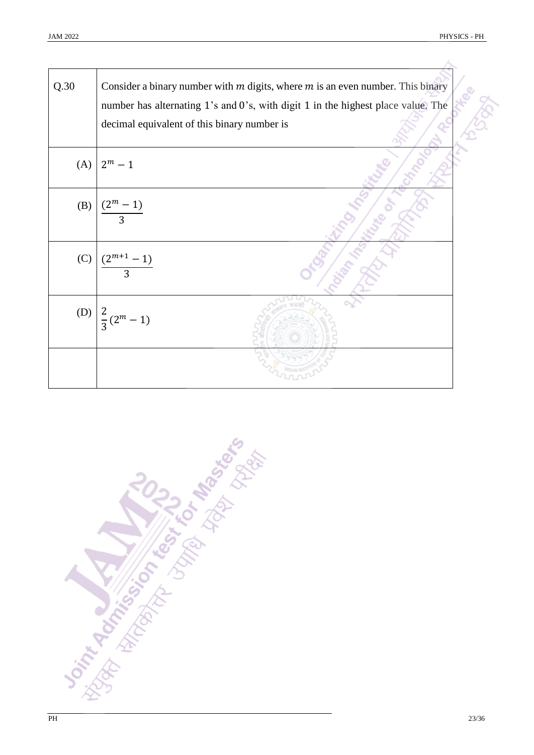| Q.30 | Consider a binary number with $m$ digits, where $m$ is an even number. This binary number has alternating 1's and 0's, with digit 1 in the highest place value. The decimal equivalent of this binary number is |
|---|---|
| (A) | $2^m - 1$ |
| (B) | $\frac{(2^m - 1)}{3}$ |
| (C) | $\frac{(2^{m+1} - 1)}{3}$ |
| (D) | $\frac{2}{3}(2^m - 1)$ |
| | |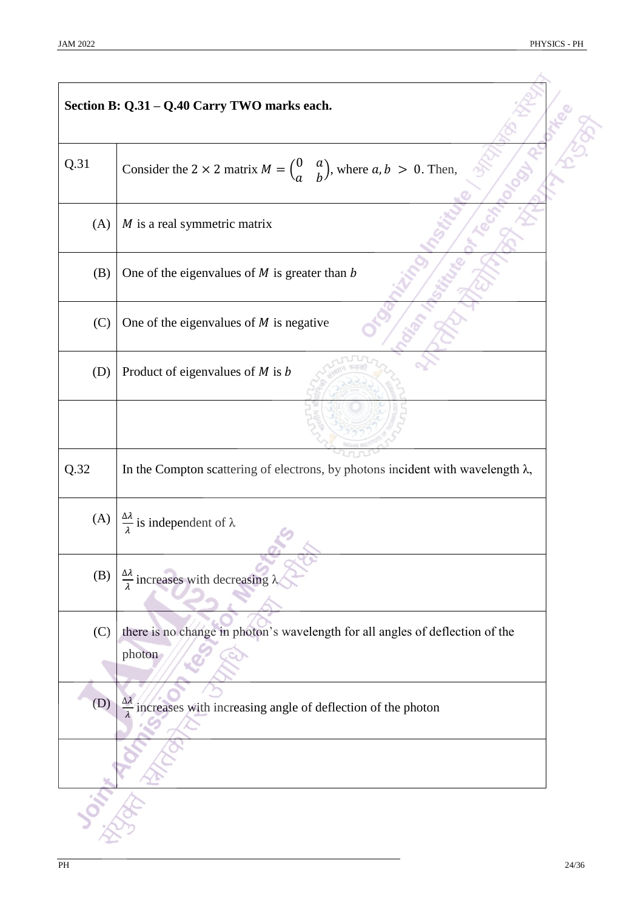## Section B: Q.31 – Q.40 Carry TWO marks each.

| | |
|---|---|
| Q.31 | Consider the $2 \times 2$ matrix $M = \begin{pmatrix} 0 & a \\ a & b \end{pmatrix}$, where $a, b > 0$. Then, |
| (A) | $M$ is a real symmetric matrix |
| (B) | One of the eigenvalues of $M$ is greater than $b$ |
| (C) | One of the eigenvalues of $M$ is negative |
| (D) | Product of eigenvalues of $M$ is $b$ |
| | |
| Q.32 | In the Compton scattering of electrons, by photons incident with wavelength $\lambda$, |
| (A) | $\frac{\Delta\lambda}{\lambda}$ is independent of $\lambda$ |
| (B) | $\frac{\Delta\lambda}{\lambda}$ increases with decreasing $\lambda$ |
| (C) | there is no change in photon's wavelength for all angles of deflection of the photon |
| (D) | $\frac{\Delta\lambda}{\lambda}$ increases with increasing angle of deflection of the photon |
| | |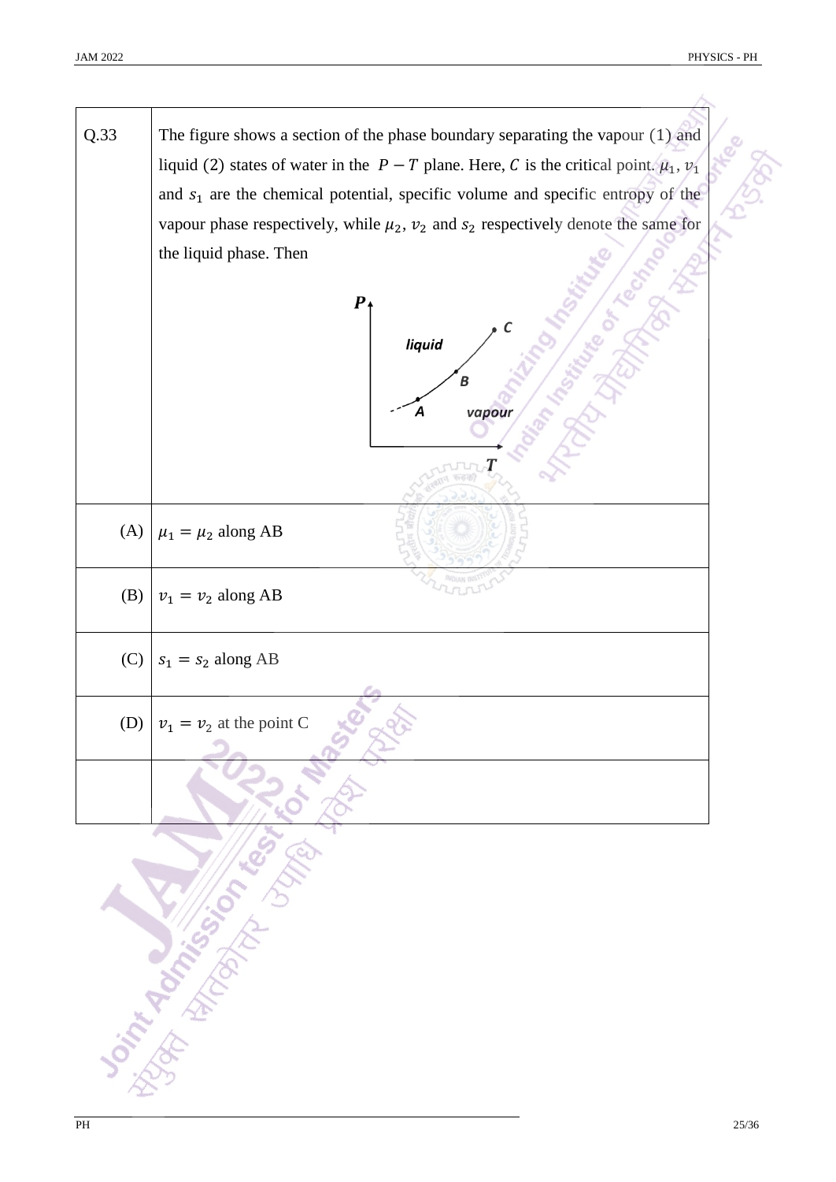Q.33 The figure shows a section of the phase boundary separating the vapour (1) and liquid (2) states of water in the $P - T$ plane. Here, $C$ is the critical point. $\mu_1$, $v_1$ and $s_1$ are the chemical potential, specific volume and specific entropy of the vapour phase respectively, while $\mu_2$, $v_2$ and $s_2$ respectively denote the same for the liquid phase. Then

| | |
|---|---|
| (A) | $\mu_1 = \mu_2$ along AB |
| (B) | $v_1 = v_2$ along AB |
| (C) | $s_1 = s_2$ along AB |
| (D) | $v_1 = v_2$ at the point C |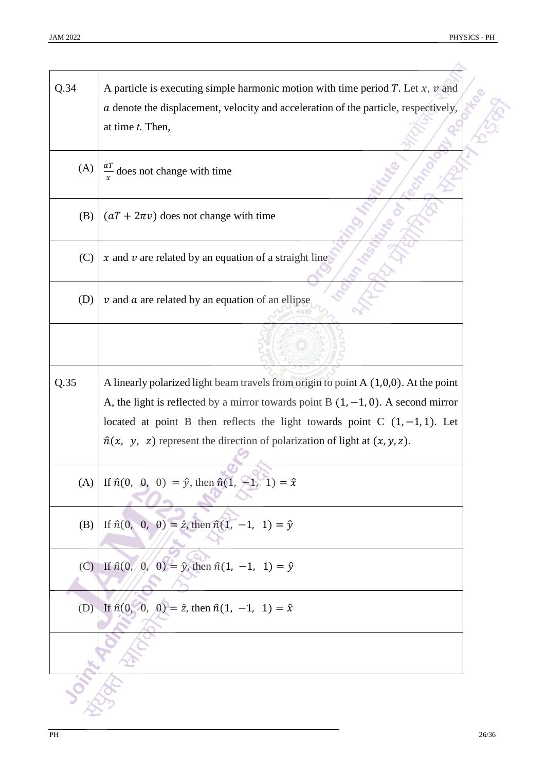| | |
|---|---|
| Q.34 | A particle is executing simple harmonic motion with time period $T$. Let $x$, $v$ and $a$ denote the displacement, velocity and acceleration of the particle, respectively, at time $t$. Then, |
| (A) | $\frac{aT}{x}$ does not change with time |
| (B) | $(aT + 2\pi v)$ does not change with time |
| (C) | $x$ and $v$ are related by an equation of a straight line |
| (D) | $v$ and $a$ are related by an equation of an ellipse |
| | |

| | |
|---|---|
| Q.35 | A linearly polarized light beam travels from origin to point A $(1,0,0)$. At the point A, the light is reflected by a mirror towards point B $(1, -1, 0)$. A second mirror located at point B then reflects the light towards point C $(1, -1, 1)$. Let $\hat{n}(x, \ y, \ z)$ represent the direction of polarization of light at $(x, y, z)$. |
| (A) | If $\hat{n}(0, \ 0, \ 0) = \hat{y}$, then $\hat{n}(1, \ -1, \ 1) = \hat{x}$ |
| (B) | If $\hat{n}(0, \ 0, \ 0) = \hat{z}$, then $\hat{n}(1, \ -1, \ 1) = \hat{y}$ |
| (C) | If $\hat{n}(0, \ 0, \ 0) = \hat{y}$, then $\hat{n}(1, \ -1, \ 1) = \hat{y}$ |
| (D) | If $\hat{n}(0, \ 0, \ 0) = \hat{z}$, then $\hat{n}(1, \ -1, \ 1) = \hat{x}$ |
| | |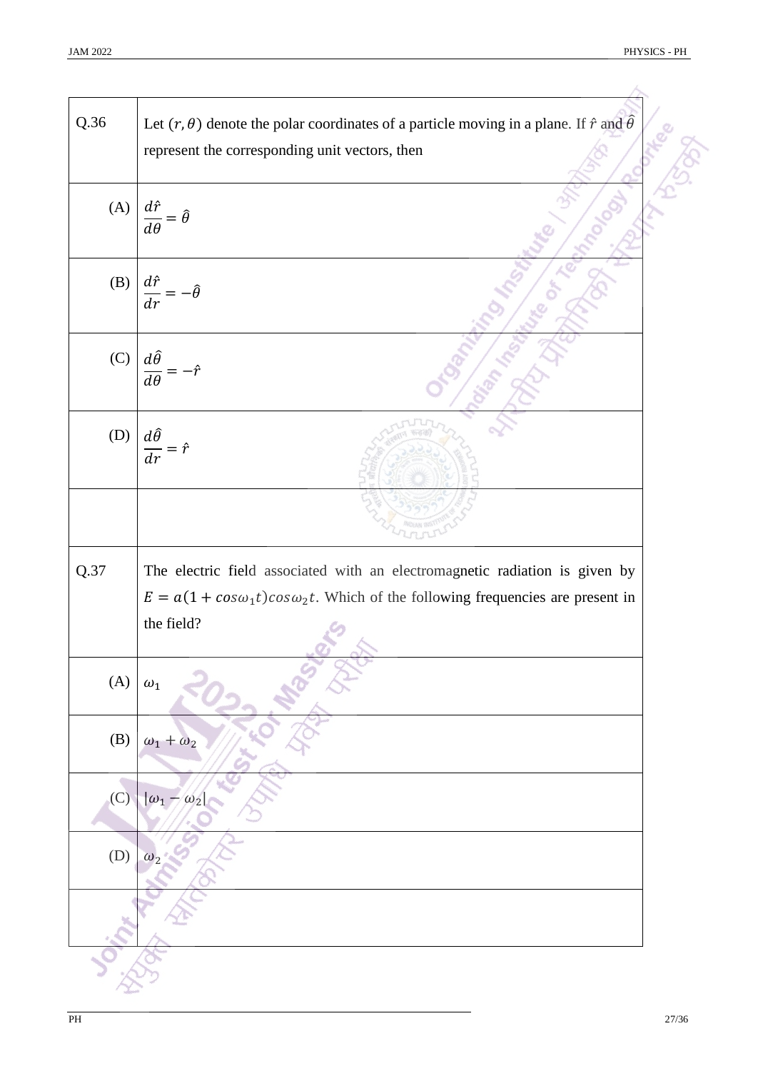**Q.36** Let $(r, \theta)$ denote the polar coordinates of a particle moving in a plane. If $\hat{r}$ and $\hat{\theta}$ represent the corresponding unit vectors, then

(A) $\dfrac{d\hat{r}}{d\theta} = \hat{\theta}$

(B) $\dfrac{d\hat{r}}{dr} = -\hat{\theta}$

(C) $\dfrac{d\hat{\theta}}{d\theta} = -\hat{r}$

(D) $\dfrac{d\hat{\theta}}{dr} = \hat{r}$

**Q.37** The electric field associated with an electromagnetic radiation is given by $E = a(1 + cos\omega_1 t)cos\omega_2 t$. Which of the following frequencies are present in the field?

(A) $\omega_1$

(B) $\omega_1 + \omega_2$

(C) $|\omega_1 - \omega_2|$

(D) $\omega_2$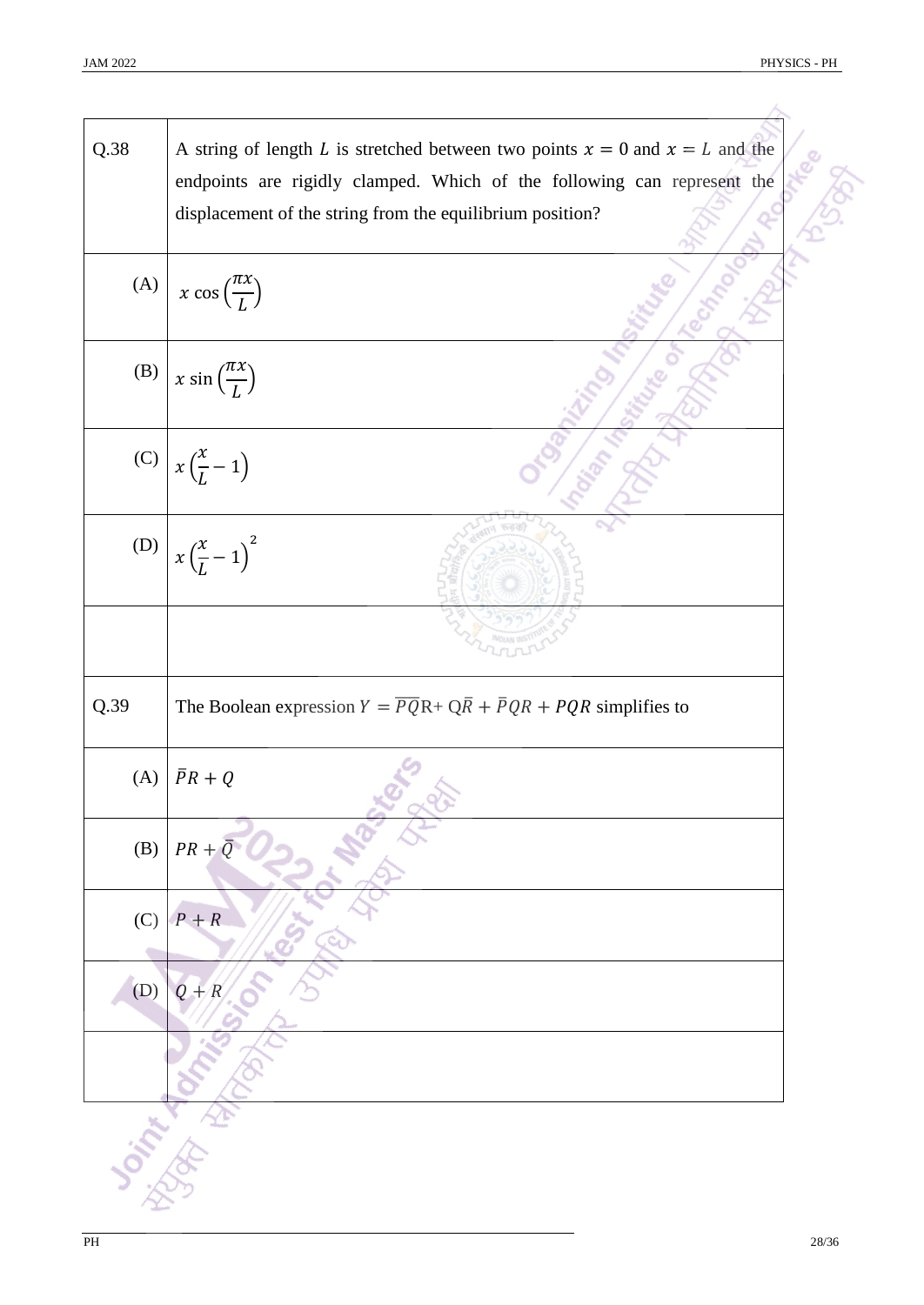| Q.38 | A string of length $L$ is stretched between two points $x = 0$ and $x = L$ and the endpoints are rigidly clamped. Which of the following can represent the displacement of the string from the equilibrium position? |
|---|---|
| (A) | $x \cos\left(\frac{\pi x}{L}\right)$ |
| (B) | $x \sin\left(\frac{\pi x}{L}\right)$ |
| (C) | $x\left(\frac{x}{L} - 1\right)$ |
| (D) | $x\left(\frac{x}{L} - 1\right)^2$ |
| | |

| Q.39 | The Boolean expression $Y = \overline{PQ}R + Q\bar{R} + \bar{P}QR + PQR$ simplifies to |
|---|---|
| (A) | $\bar{P}R + Q$ |
| (B) | $PR + \bar{Q}$ |
| (C) | $P + R$ |
| (D) | $Q + R$ |
| | |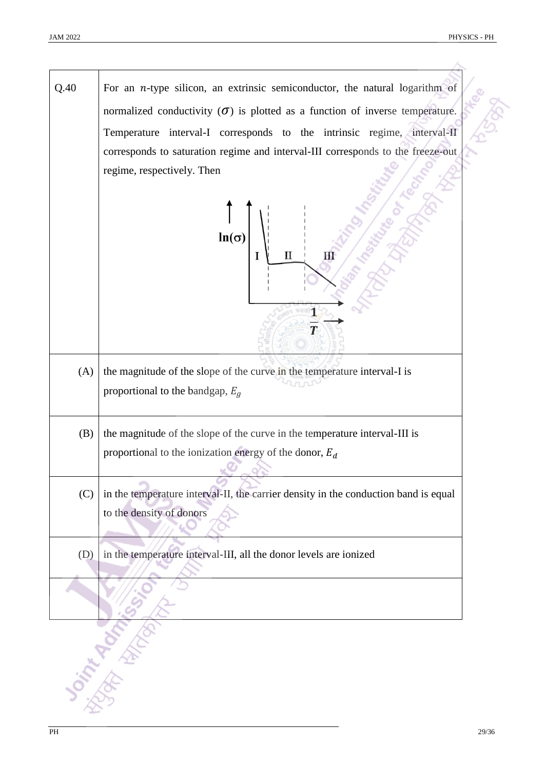Q.40 For an $n$-type silicon, an extrinsic semiconductor, the natural logarithm of normalized conductivity ($\sigma$) is plotted as a function of inverse temperature. Temperature interval-I corresponds to the intrinsic regime, interval-II corresponds to saturation regime and interval-III corresponds to the freeze-out regime, respectively. Then

(A) the magnitude of the slope of the curve in the temperature interval-I is proportional to the bandgap, $E_g$

(B) the magnitude of the slope of the curve in the temperature interval-III is proportional to the ionization energy of the donor, $E_d$

(C) in the temperature interval-II, the carrier density in the conduction band is equal to the density of donors

(D) in the temperature interval-III, all the donor levels are ionized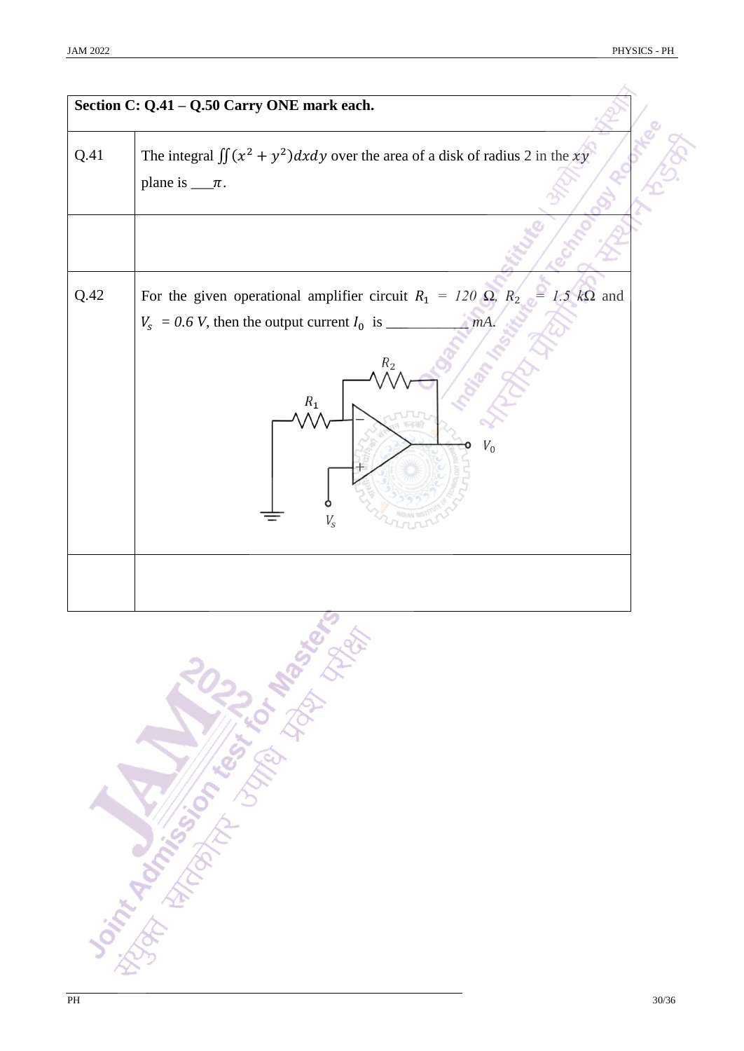| Section C: Q.41 – Q.50 Carry ONE mark each. | |
|---|---|
| Q.41 | The integral $\iint (x^2 + y^2)dxdy$ over the area of a disk of radius 2 in the $xy$ plane is ___$\pi$. |
| | |
| Q.42 | For the given operational amplifier circuit $R_1 = 120\ \Omega$, $R_2 = 1.5\ k\Omega$ and $V_s = 0.6\ V$, then the output current $I_0$ is ___________ $mA$. |
| | |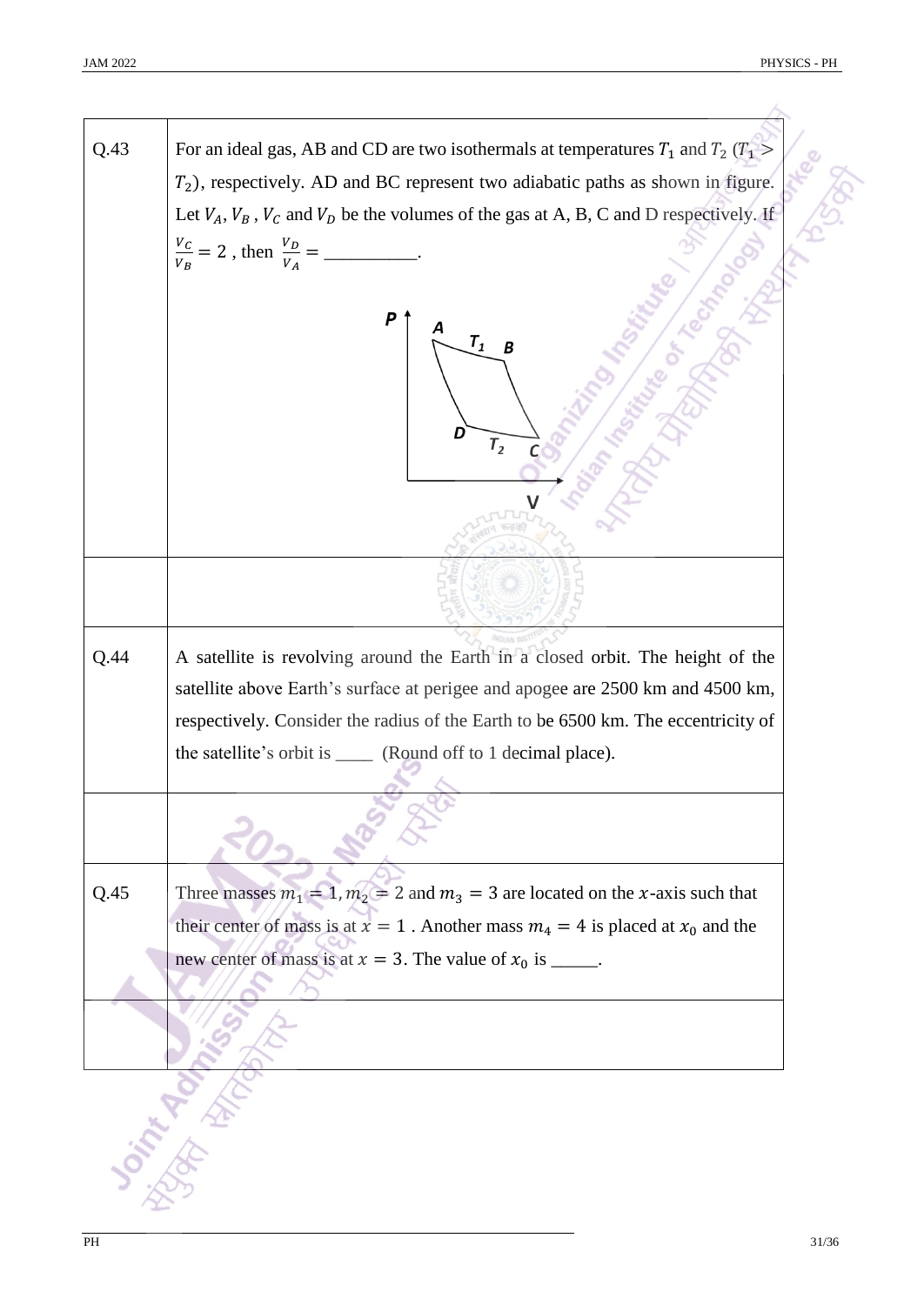| | |
|---|---|
| Q.43 | For an ideal gas, AB and CD are two isothermals at temperatures $T_1$ and $T_2$ ($T_1 > T_2$), respectively. AD and BC represent two adiabatic paths as shown in figure. Let $V_A$, $V_B$, $V_C$ and $V_D$ be the volumes of the gas at A, B, C and D respectively. If $\frac{V_C}{V_B} = 2$ , then $\frac{V_D}{V_A} =$ __________. |
| | |
| Q.44 | A satellite is revolving around the Earth in a closed orbit. The height of the satellite above Earth's surface at perigee and apogee are 2500 km and 4500 km, respectively. Consider the radius of the Earth to be 6500 km. The eccentricity of the satellite's orbit is ____ (Round off to 1 decimal place). |
| | |
| Q.45 | Three masses $m_1 = 1, m_2 = 2$ and $m_3 = 3$ are located on the $x$-axis such that their center of mass is at $x = 1$ . Another mass $m_4 = 4$ is placed at $x_0$ and the new center of mass is at $x = 3$. The value of $x_0$ is _____. |
| | |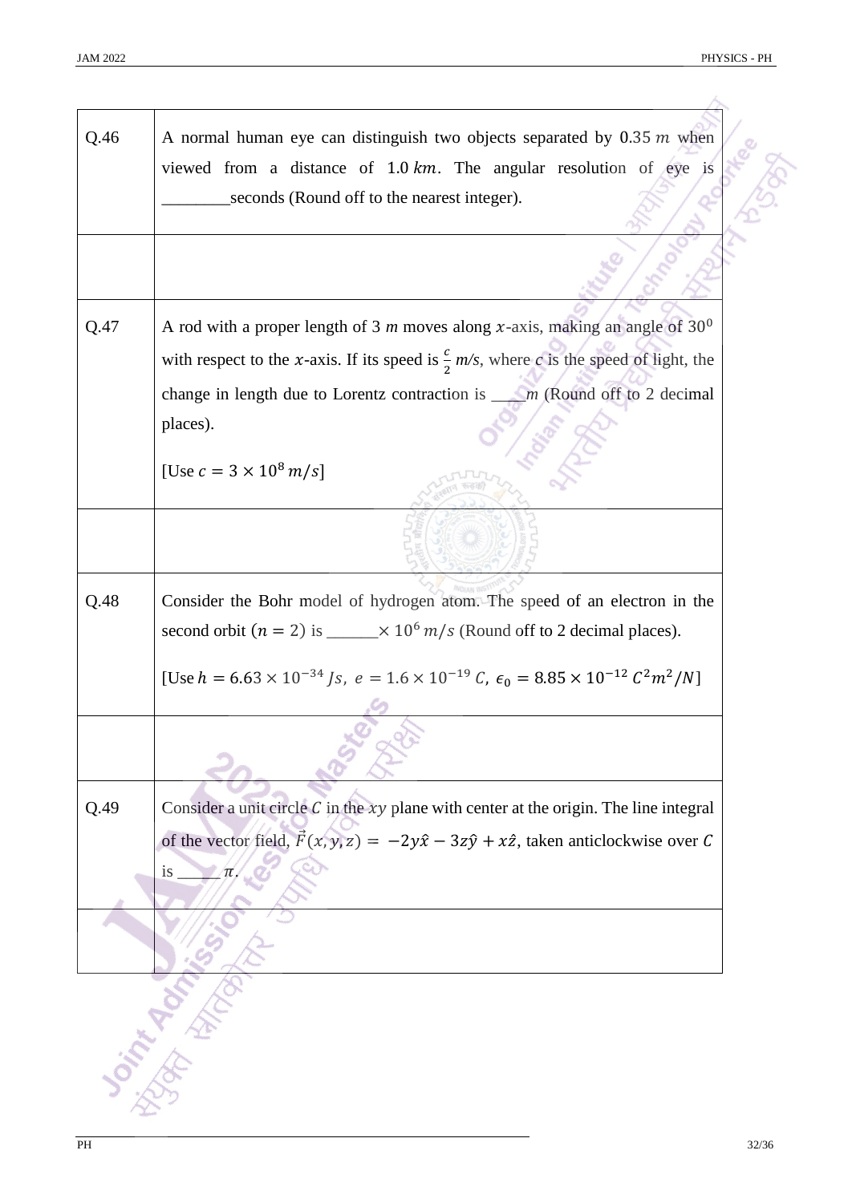| | |
|---|---|
| Q.46 | A normal human eye can distinguish two objects separated by $0.35\ m$ when viewed from a distance of $1.0\ km$. The angular resolution of eye is ________seconds (Round off to the nearest integer). |
| | |
| Q.47 | A rod with a proper length of 3 *m* moves along $x$-axis, making an angle of $30^0$ with respect to the $x$-axis. If its speed is $\frac{c}{2}$ *m/s*, where *c* is the speed of light, the change in length due to Lorentz contraction is ____*m* (Round off to 2 decimal places).<br><br>[Use $c = 3 \times 10^8\ m/s$] |
| | |
| Q.48 | Consider the Bohr model of hydrogen atom. The speed of an electron in the second orbit ($n = 2$) is ______$\times\ 10^6\ m/s$ (Round off to 2 decimal places).<br><br>[Use $h = 6.63 \times 10^{-34}\ Js,\ e = 1.6 \times 10^{-19}\ C,\ \epsilon_0 = 8.85 \times 10^{-12}\ C^2 m^2/N$] |
| | |
| Q.49 | Consider a unit circle $C$ in the $xy$ plane with center at the origin. The line integral of the vector field, $\vec{F}(x, y, z) = -2y\hat{x} - 3z\hat{y} + x\hat{z}$, taken anticlockwise over $C$ is _____ $\pi$. |
| | |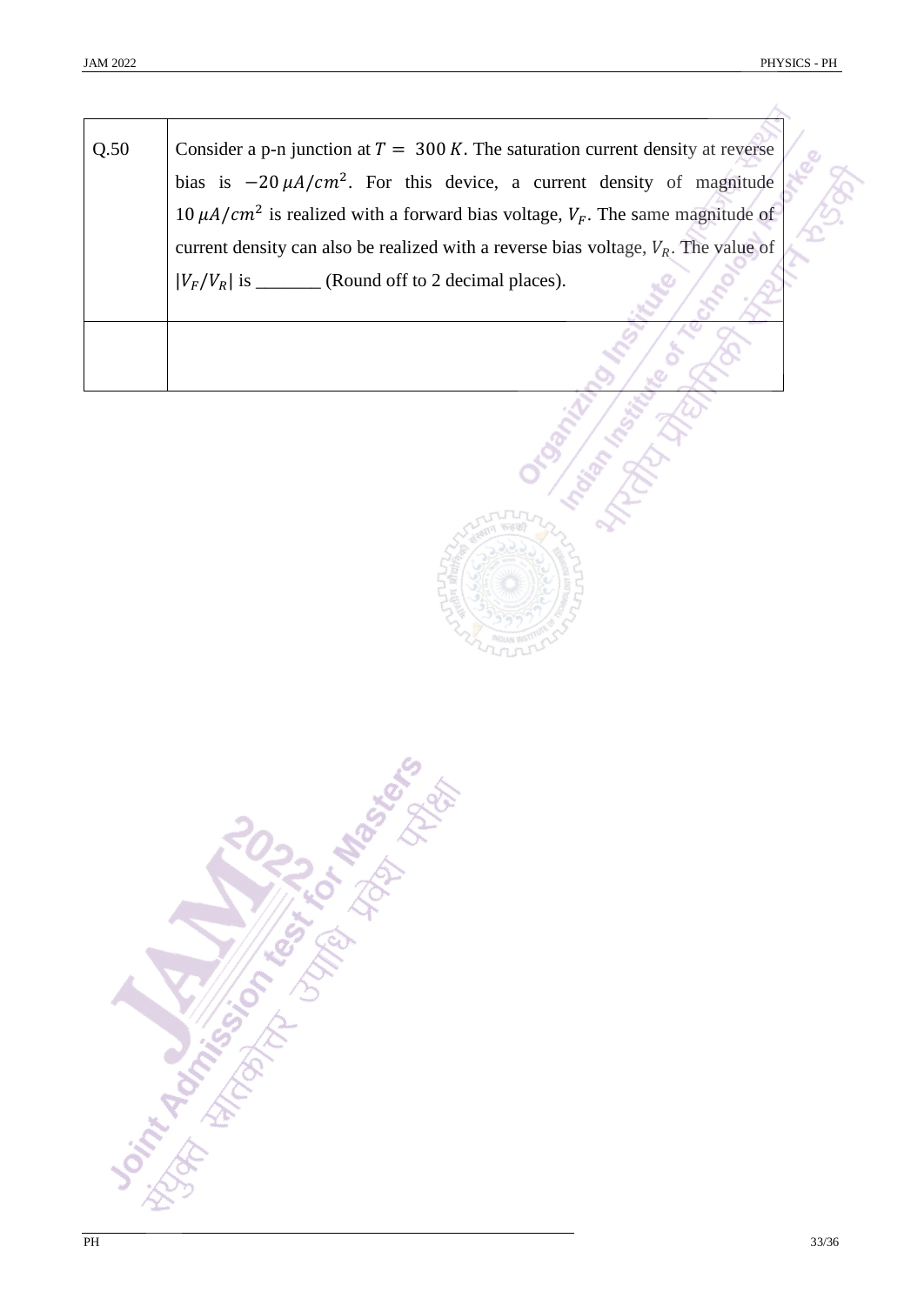| Q.50 | Consider a p-n junction at $T = 300\,K$. The saturation current density at reverse bias is $-20\,\mu A/cm^2$. For this device, a current density of magnitude $10\,\mu A/cm^2$ is realized with a forward bias voltage, $V_F$. The same magnitude of current density can also be realized with a reverse bias voltage, $V_R$. The value of $\|V_F/V_R\|$ is _______ (Round off to 2 decimal places). |
|---|---|
| | |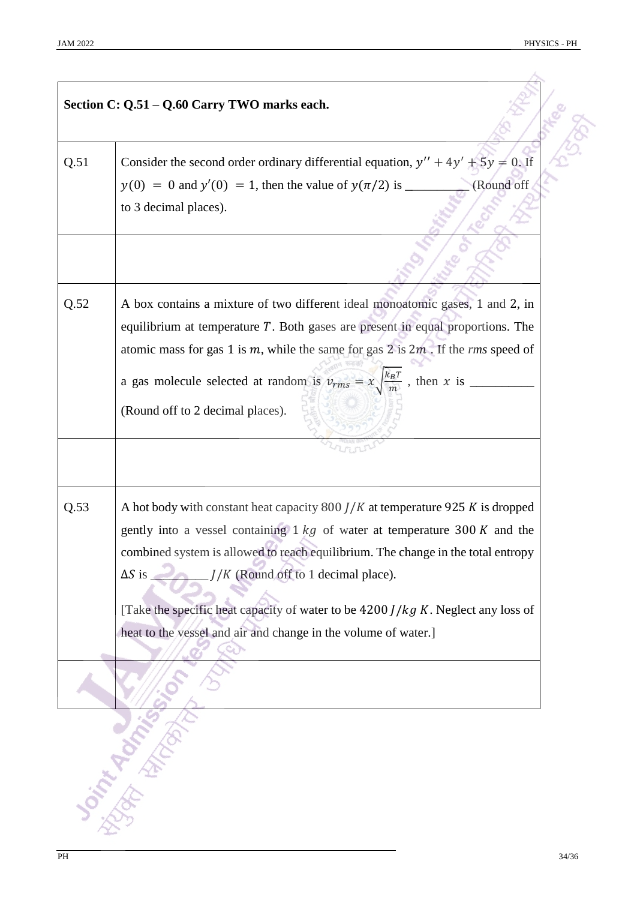**Section C: Q.51 – Q.60 Carry TWO marks each.**

| | |
|---|---|
| Q.51 | Consider the second order ordinary differential equation, $y'' + 4y' + 5y = 0$. If $y(0) = 0$ and $y'(0) = 1$, then the value of $y(\pi/2)$ is __________ (Round off to 3 decimal places). |
| | |
| Q.52 | A box contains a mixture of two different ideal monoatomic gases, 1 and 2, in equilibrium at temperature $T$. Both gases are present in equal proportions. The atomic mass for gas 1 is $m$, while the same for gas 2 is $2m$. If the *rms* speed of a gas molecule selected at random is $v_{rms} = x\sqrt{\frac{k_B T}{m}}$, then $x$ is __________ (Round off to 2 decimal places). |
| | |
| Q.53 | A hot body with constant heat capacity 800 $J/K$ at temperature 925 $K$ is dropped gently into a vessel containing 1 $kg$ of water at temperature 300 $K$ and the combined system is allowed to reach equilibrium. The change in the total entropy $\Delta S$ is _________ $J/K$ (Round off to 1 decimal place).<br><br>[Take the specific heat capacity of water to be 4200 $J/kg\ K$. Neglect any loss of heat to the vessel and air and change in the volume of water.] |
| | |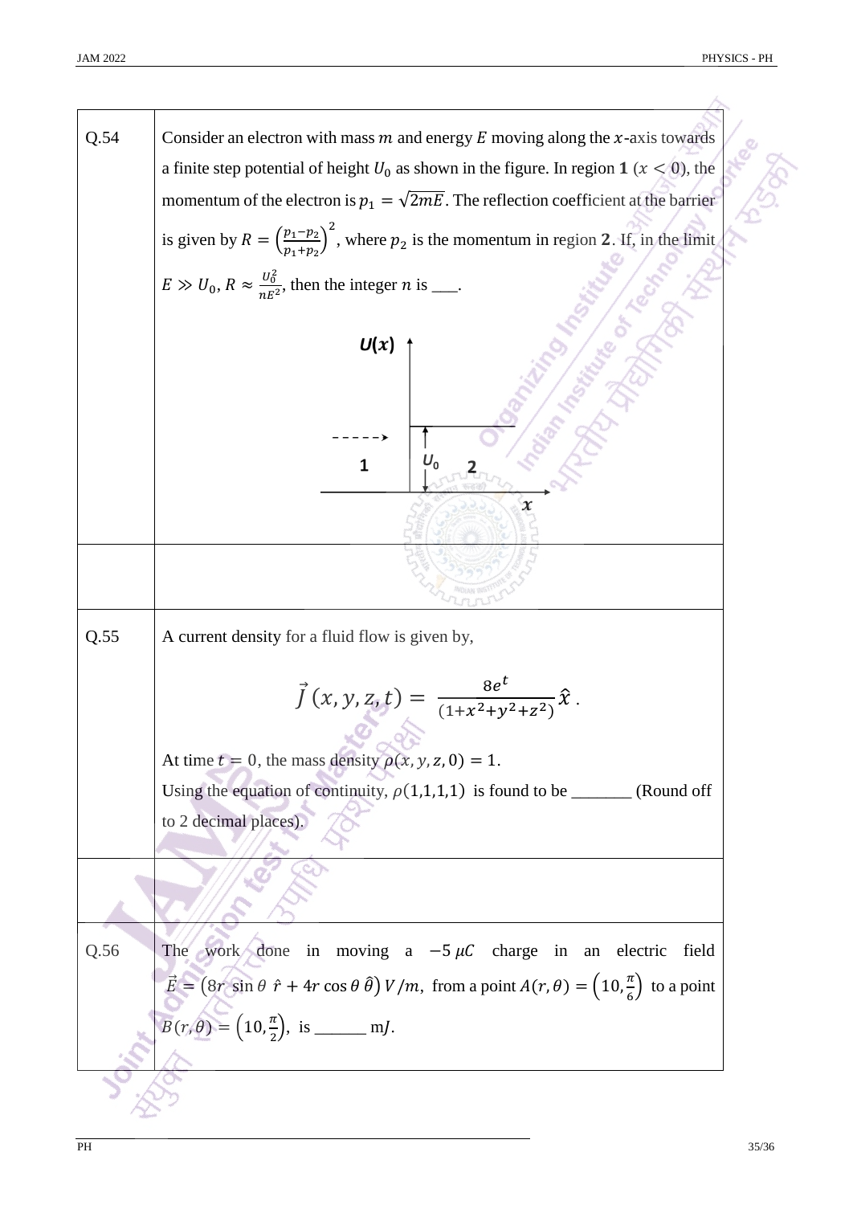**Q.54** Consider an electron with mass $m$ and energy $E$ moving along the $x$-axis towards a finite step potential of height $U_0$ as shown in the figure. In region **1** ($x < 0$), the momentum of the electron is $p_1 = \sqrt{2mE}$. The reflection coefficient at the barrier is given by $R = \left(\frac{p_1 - p_2}{p_1 + p_2}\right)^2$, where $p_2$ is the momentum in region **2**. If, in the limit $E \gg U_0$, $R \approx \frac{U_0^2}{nE^2}$, then the integer $n$ is ___.

**Q.55** A current density for a fluid flow is given by,

$$\vec{J}\,(x, y, z, t) = \frac{8e^t}{(1+x^2+y^2+z^2)}\hat{x}\,.$$

At time $t = 0$, the mass density $\rho(x, y, z, 0) = 1$.
Using the equation of continuity, $\rho(1,1,1,1)$ is found to be _______ (Round off to 2 decimal places).

**Q.56** The work done in moving a $-5\,\mu C$ charge in an electric field $\vec{E} = \left(8r\ \sin\theta\ \hat{r} + 4r\cos\theta\,\hat{\theta}\right) V/m$, from a point $A(r,\theta) = \left(10, \frac{\pi}{6}\right)$ to a point $B(r,\theta) = \left(10, \frac{\pi}{2}\right)$, is ______ m$J$.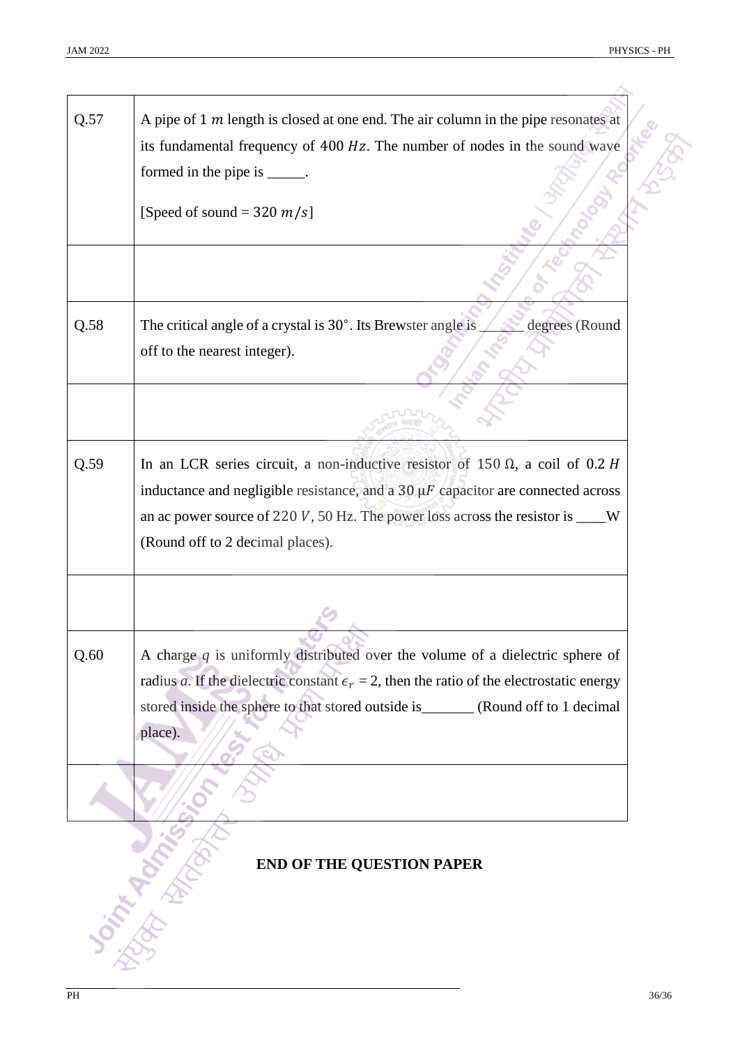| | |
|---|---|
| Q.57 | A pipe of 1 $m$ length is closed at one end. The air column in the pipe resonates at its fundamental frequency of 400 $Hz$. The number of nodes in the sound wave formed in the pipe is _____. <br><br> [Speed of sound = 320 $m/s$] |
| | |
| Q.58 | The critical angle of a crystal is 30°. Its Brewster angle is ______ degrees (Round off to the nearest integer). |
| | |
| Q.59 | In an LCR series circuit, a non-inductive resistor of 150 Ω, a coil of 0.2 $H$ inductance and negligible resistance, and a 30 μ$F$ capacitor are connected across an ac power source of 220 $V$, 50 Hz. The power loss across the resistor is ____W (Round off to 2 decimal places). |
| | |
| Q.60 | A charge $q$ is uniformly distributed over the volume of a dielectric sphere of radius $a$. If the dielectric constant $\epsilon_r$ = 2, then the ratio of the electrostatic energy stored inside the sphere to that stored outside is_______ (Round off to 1 decimal place). |
| | |

**END OF THE QUESTION PAPER**